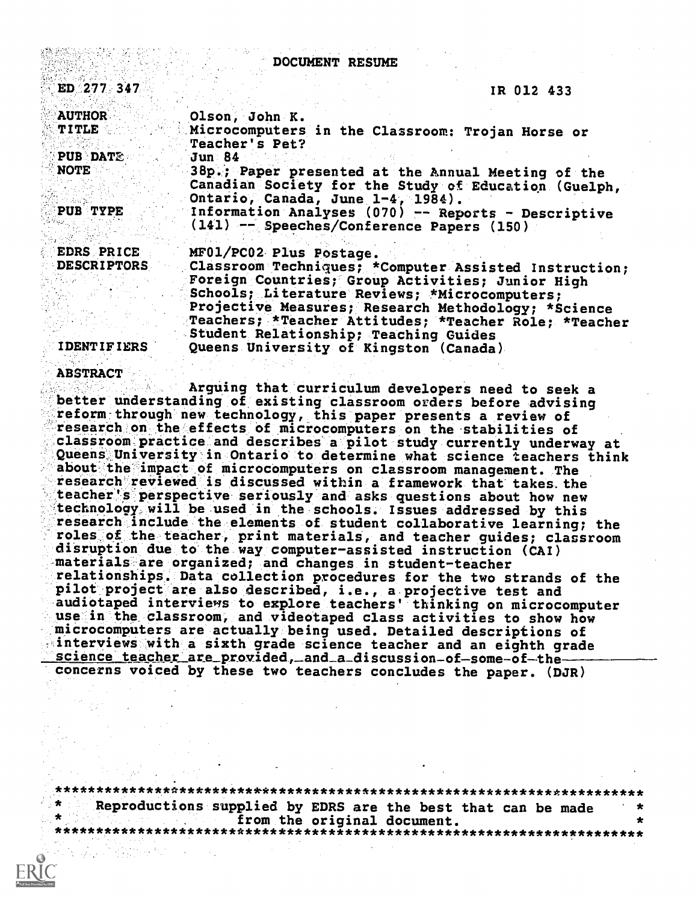# DOCUMENT RESUME

| | |
|---|---|
| ED 277 347 | IR 012 433 |
| AUTHOR | Olson, John K. |
| TITLE | Microcomputers in the Classroom: Trojan Horse or Teacher's Pet? |
| PUB DATE | Jun 84 |
| NOTE | 38p.; Paper presented at the Annual Meeting of the Canadian Society for the Study of Education (Guelph, Ontario, Canada, June 1-4, 1984). |
| PUB TYPE | Information Analyses (070) -- Reports - Descriptive (141) -- Speeches/Conference Papers (150) |
| EDRS PRICE | MF01/PC02 Plus Postage. |
| DESCRIPTORS | Classroom Techniques; *Computer Assisted Instruction; Foreign Countries; Group Activities; Junior High Schools; Literature Reviews; *Microcomputers; Projective Measures; Research Methodology; *Science Teachers; *Teacher Attitudes; *Teacher Role; *Teacher Student Relationship; Teaching Guides |
| IDENTIFIERS | Queens University of Kingston (Canada) |

**ABSTRACT**

Arguing that curriculum developers need to seek a better understanding of existing classroom orders before advising reform through new technology, this paper presents a review of research on the effects of microcomputers on the stabilities of classroom practice and describes a pilot study currently underway at Queens University in Ontario to determine what science teachers think about the impact of microcomputers on classroom management. The research reviewed is discussed within a framework that takes the teacher's perspective seriously and asks questions about how new technology will be used in the schools. Issues addressed by this research include the elements of student collaborative learning; the roles of the teacher, print materials, and teacher guides; classroom disruption due to the way computer-assisted instruction (CAI) materials are organized; and changes in student-teacher relationships. Data collection procedures for the two strands of the pilot project are also described, i.e., a projective test and audiotaped interviews to explore teachers' thinking on microcomputer use in the classroom, and videotaped class activities to show how microcomputers are actually being used. Detailed descriptions of interviews with a sixth grade science teacher and an eighth grade science teacher are provided, and a discussion of some of the concerns voiced by these two teachers concludes the paper. (DJR)

***********************************************************************
* Reproductions supplied by EDRS are the best that can be made *
* from the original document. *
***********************************************************************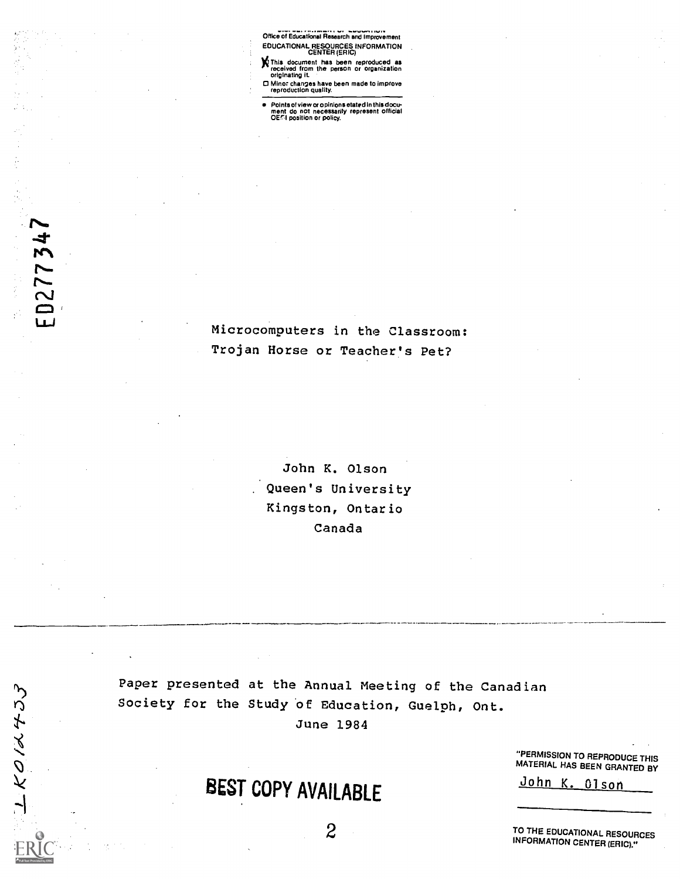U.S. DEPARTMENT OF EDUCATION
Office of Educational Research and Improvement
EDUCATIONAL RESOURCES INFORMATION CENTER (ERIC)

- [X] This document has been reproduced as received from the person or organization originating it.
- [ ] Minor changes have been made to improve reproduction quality.

- Points of view or opinions stated in this document do not necessarily represent official OERI position or policy.

ED277347

# Microcomputers in the Classroom: Trojan Horse or Teacher's Pet?

John K. Olson
Queen's University
Kingston, Ontario
Canada

Paper presented at the Annual Meeting of the Canadian Society for the Study of Education, Guelph, Ont.
June 1984

BEST COPY AVAILABLE

"PERMISSION TO REPRODUCE THIS MATERIAL HAS BEEN GRANTED BY
John K. Olson
TO THE EDUCATIONAL RESOURCES INFORMATION CENTER (ERIC)."

LK012433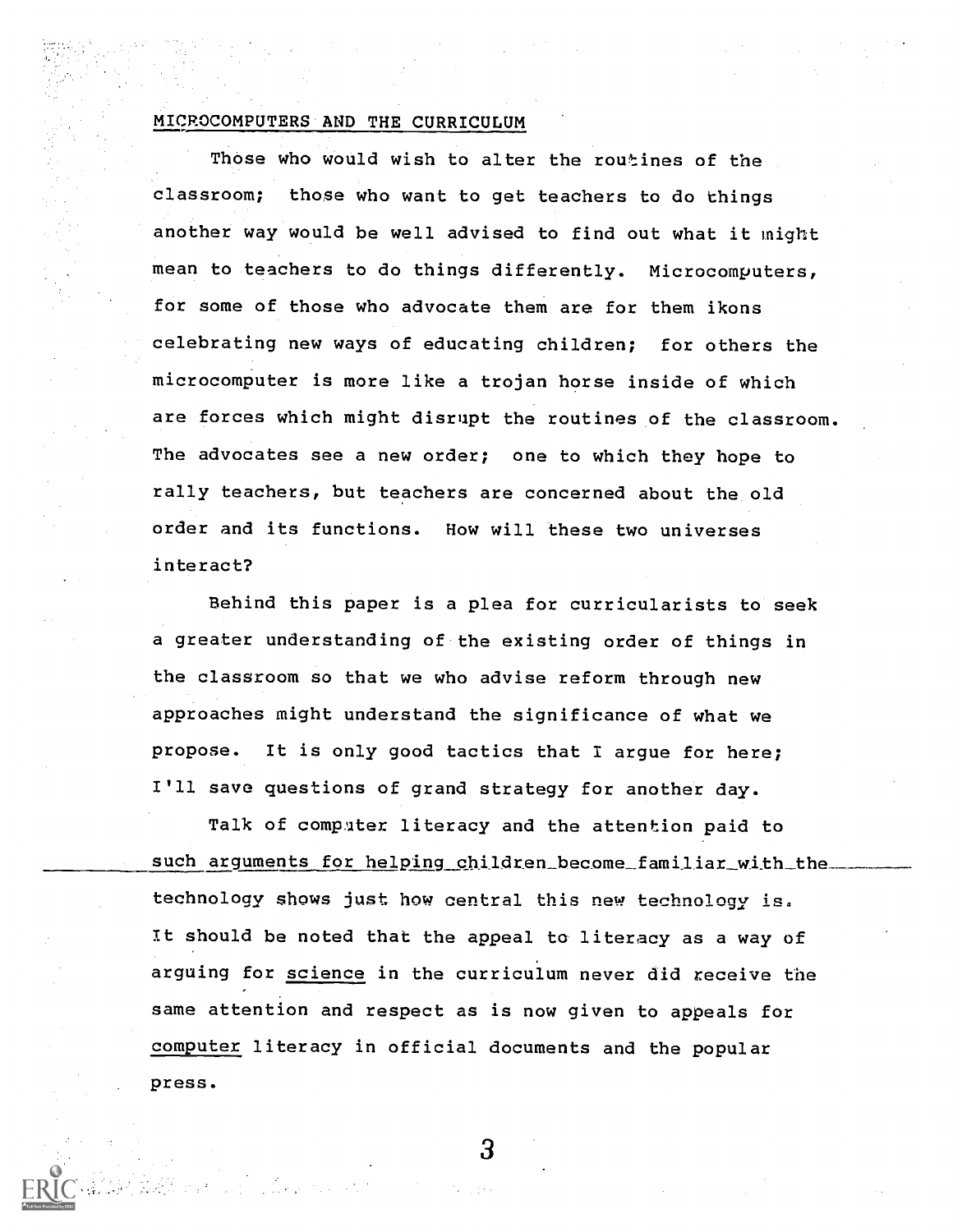## MICROCOMPUTERS AND THE CURRICULUM

Those who would wish to alter the routines of the classroom; those who want to get teachers to do things another way would be well advised to find out what it might mean to teachers to do things differently. Microcomputers, for some of those who advocate them are for them ikons celebrating new ways of educating children; for others the microcomputer is more like a trojan horse inside of which are forces which might disrupt the routines of the classroom. The advocates see a new order; one to which they hope to rally teachers, but teachers are concerned about the old order and its functions. How will these two universes interact?

Behind this paper is a plea for curricularists to seek a greater understanding of the existing order of things in the classroom so that we who advise reform through new approaches might understand the significance of what we propose. It is only good tactics that I argue for here; I'll save questions of grand strategy for another day.

Talk of computer literacy and the attention paid to such arguments for helping children become familiar with the technology shows just how central this new technology is. It should be noted that the appeal to literacy as a way of arguing for <u>science</u> in the curriculum never did receive the same attention and respect as is now given to appeals for <u>computer</u> literacy in official documents and the popular press.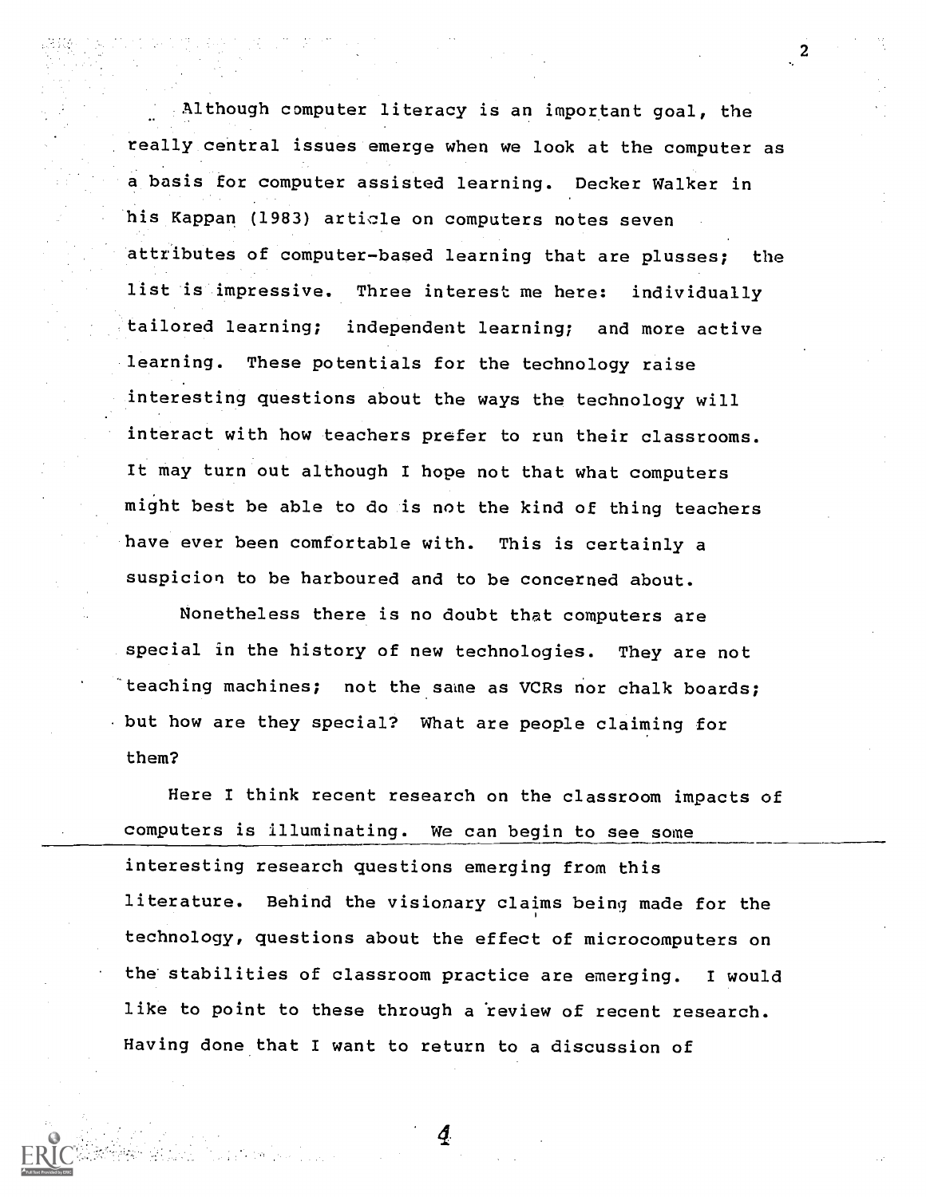Although computer literacy is an important goal, the really central issues emerge when we look at the computer as a basis for computer assisted learning. Decker Walker in his Kappan (1983) article on computers notes seven attributes of computer-based learning that are plusses; the list is impressive. Three interest me here: individually tailored learning; independent learning; and more active learning. These potentials for the technology raise interesting questions about the ways the technology will interact with how teachers prefer to run their classrooms. It may turn out although I hope not that what computers might best be able to do is not the kind of thing teachers have ever been comfortable with. This is certainly a suspicion to be harboured and to be concerned about.

Nonetheless there is no doubt that computers are special in the history of new technologies. They are not teaching machines; not the same as VCRs nor chalk boards; but how are they special? What are people claiming for them?

Here I think recent research on the classroom impacts of computers is illuminating. We can begin to see some interesting research questions emerging from this literature. Behind the visionary claims being made for the technology, questions about the effect of microcomputers on the stabilities of classroom practice are emerging. I would like to point to these through a review of recent research. Having done that I want to return to a discussion of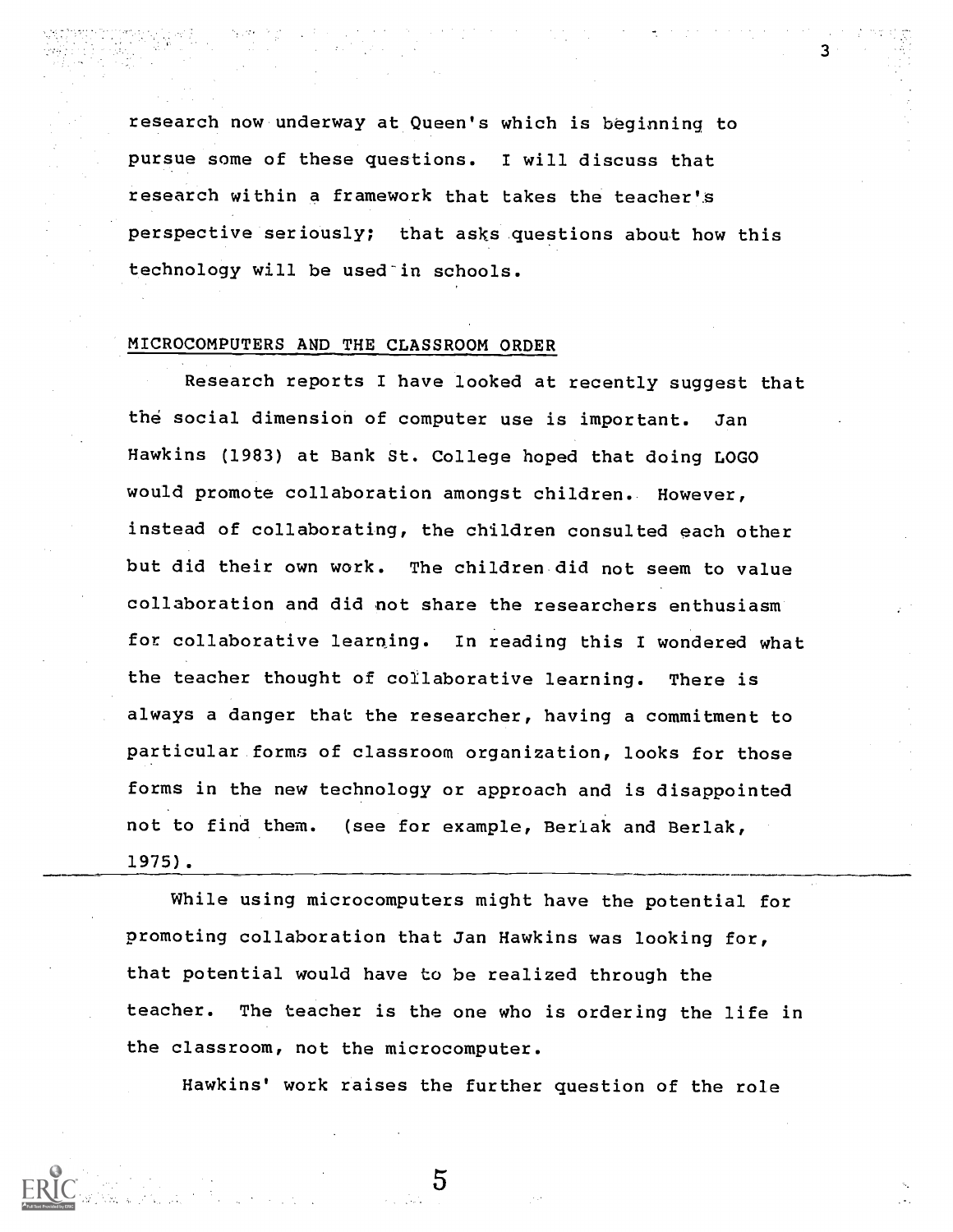research now underway at Queen's which is beginning to pursue some of these questions. I will discuss that research within a framework that takes the teacher's perspective seriously; that asks questions about how this technology will be used in schools.

## MICROCOMPUTERS AND THE CLASSROOM ORDER

Research reports I have looked at recently suggest that the social dimension of computer use is important. Jan Hawkins (1983) at Bank St. College hoped that doing LOGO would promote collaboration amongst children. However, instead of collaborating, the children consulted each other but did their own work. The children did not seem to value collaboration and did not share the researchers enthusiasm for collaborative learning. In reading this I wondered what the teacher thought of collaborative learning. There is always a danger that the researcher, having a commitment to particular forms of classroom organization, looks for those forms in the new technology or approach and is disappointed not to find them. (see for example, Berlak and Berlak, 1975).

While using microcomputers might have the potential for promoting collaboration that Jan Hawkins was looking for, that potential would have to be realized through the teacher. The teacher is the one who is ordering the life in the classroom, not the microcomputer.

Hawkins' work raises the further question of the role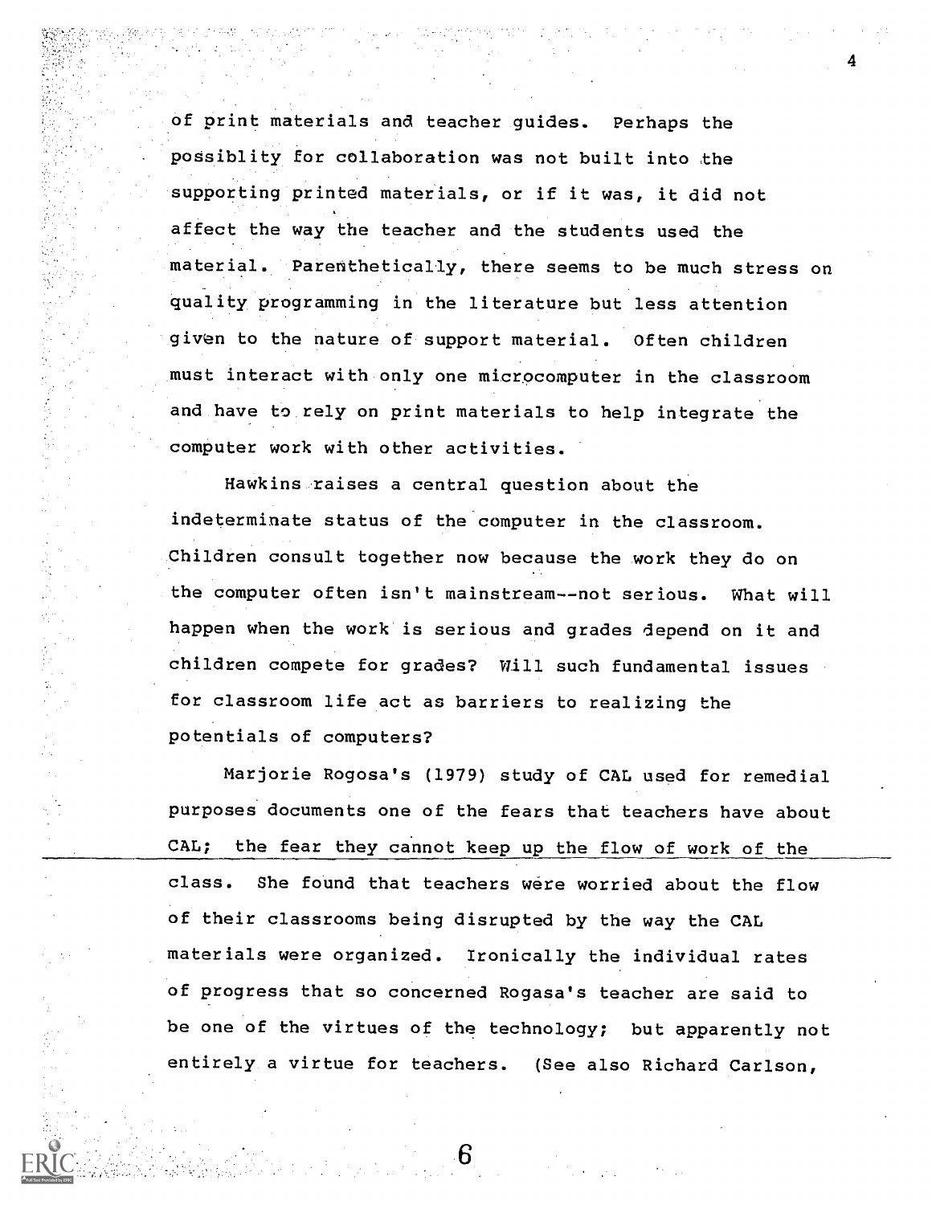of print materials and teacher guides. Perhaps the possiblity for collaboration was not built into the supporting printed materials, or if it was, it did not affect the way the teacher and the students used the material. Parenthetically, there seems to be much stress on quality programming in the literature but less attention given to the nature of support material. Often children must interact with only one microcomputer in the classroom and have to rely on print materials to help integrate the computer work with other activities.

Hawkins raises a central question about the indeterminate status of the computer in the classroom. Children consult together now because the work they do on the computer often isn't mainstream--not serious. What will happen when the work is serious and grades depend on it and children compete for grades? Will such fundamental issues for classroom life act as barriers to realizing the potentials of computers?

Marjorie Rogosa's (1979) study of CAL used for remedial purposes documents one of the fears that teachers have about CAL; the fear they cannot keep up the flow of work of the class. She found that teachers were worried about the flow of their classrooms being disrupted by the way the CAL materials were organized. Ironically the individual rates of progress that so concerned Rogasa's teacher are said to be one of the virtues of the technology; but apparently not entirely a virtue for teachers. (See also Richard Carlson,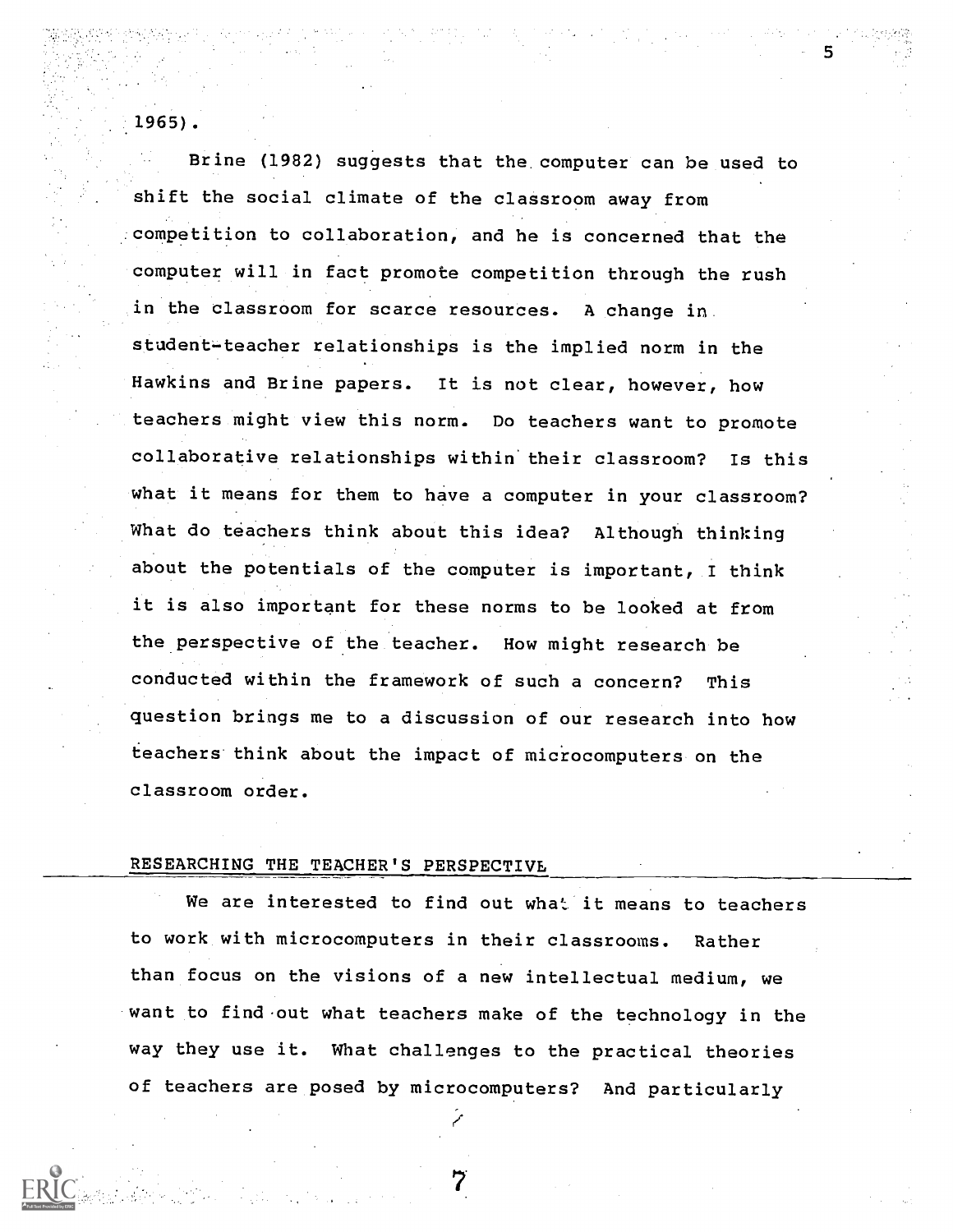1965).

Brine (1982) suggests that the computer can be used to shift the social climate of the classroom away from competition to collaboration, and he is concerned that the computer will in fact promote competition through the rush in the classroom for scarce resources. A change in student-teacher relationships is the implied norm in the Hawkins and Brine papers. It is not clear, however, how teachers might view this norm. Do teachers want to promote collaborative relationships within their classroom? Is this what it means for them to have a computer in your classroom? What do teachers think about this idea? Although thinking about the potentials of the computer is important, I think it is also important for these norms to be looked at from the perspective of the teacher. How might research be conducted within the framework of such a concern? This question brings me to a discussion of our research into how teachers think about the impact of microcomputers on the classroom order.

## RESEARCHING THE TEACHER'S PERSPECTIVE

We are interested to find out what it means to teachers to work with microcomputers in their classrooms. Rather than focus on the visions of a new intellectual medium, we want to find out what teachers make of the technology in the way they use it. What challenges to the practical theories of teachers are posed by microcomputers? And particularly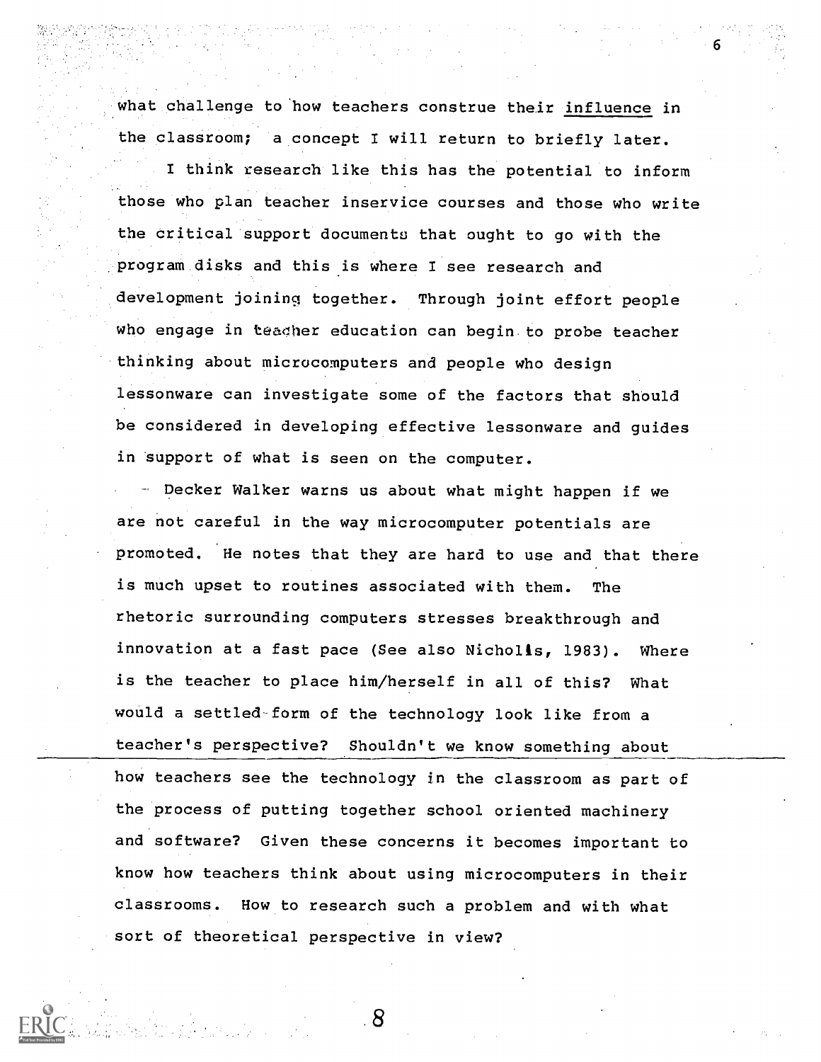what challenge to how teachers construe their influence in the classroom; a concept I will return to briefly later.

I think research like this has the potential to inform those who plan teacher inservice courses and those who write the critical support documents that ought to go with the program disks and this is where I see research and development joining together. Through joint effort people who engage in teacher education can begin to probe teacher thinking about microcomputers and people who design lessonware can investigate some of the factors that should be considered in developing effective lessonware and guides in support of what is seen on the computer.

Decker Walker warns us about what might happen if we are not careful in the way microcomputer potentials are promoted. He notes that they are hard to use and that there is much upset to routines associated with them. The rhetoric surrounding computers stresses breakthrough and innovation at a fast pace (See also Nicholls, 1983). Where is the teacher to place him/herself in all of this? What would a settled form of the technology look like from a teacher's perspective? Shouldn't we know something about how teachers see the technology in the classroom as part of the process of putting together school oriented machinery and software? Given these concerns it becomes important to know how teachers think about using microcomputers in their classrooms. How to research such a problem and with what sort of theoretical perspective in view?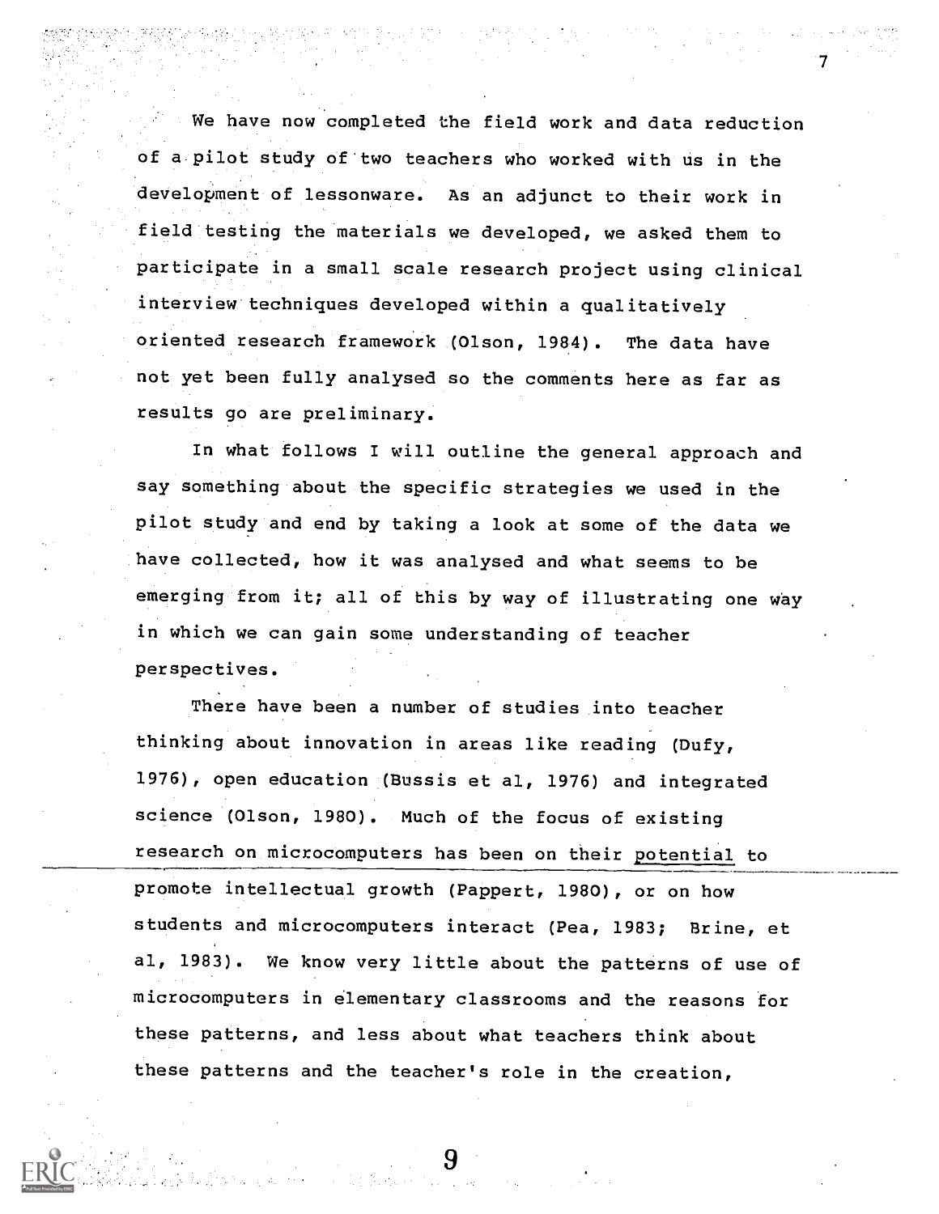We have now completed the field work and data reduction of a pilot study of two teachers who worked with us in the development of lessonware. As an adjunct to their work in field testing the materials we developed, we asked them to participate in a small scale research project using clinical interview techniques developed within a qualitatively oriented research framework (Olson, 1984). The data have not yet been fully analysed so the comments here as far as results go are preliminary.

In what follows I will outline the general approach and say something about the specific strategies we used in the pilot study and end by taking a look at some of the data we have collected, how it was analysed and what seems to be emerging from it; all of this by way of illustrating one way in which we can gain some understanding of teacher perspectives.

There have been a number of studies into teacher thinking about innovation in areas like reading (Dufy, 1976), open education (Bussis et al, 1976) and integrated science (Olson, 1980). Much of the focus of existing research on microcomputers has been on their potential to promote intellectual growth (Pappert, 1980), or on how students and microcomputers interact (Pea, 1983; Brine, et al, 1983). We know very little about the patterns of use of microcomputers in elementary classrooms and the reasons for these patterns, and less about what teachers think about these patterns and the teacher's role in the creation,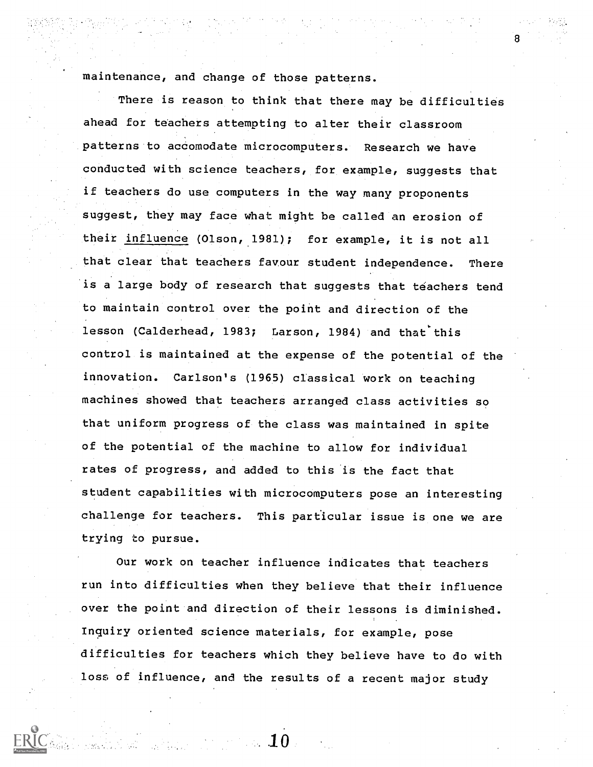maintenance, and change of those patterns.

There is reason to think that there may be difficulties ahead for teachers attempting to alter their classroom patterns to accomodate microcomputers. Research we have conducted with science teachers, for example, suggests that if teachers do use computers in the way many proponents suggest, they may face what might be called an erosion of their influence (Olson, 1981); for example, it is not all that clear that teachers favour student independence. There is a large body of research that suggests that teachers tend to maintain control over the point and direction of the lesson (Calderhead, 1983; Larson, 1984) and that this control is maintained at the expense of the potential of the innovation. Carlson's (1965) classical work on teaching machines showed that teachers arranged class activities so that uniform progress of the class was maintained in spite of the potential of the machine to allow for individual rates of progress, and added to this is the fact that student capabilities with microcomputers pose an interesting challenge for teachers. This particular issue is one we are trying to pursue.

Our work on teacher influence indicates that teachers run into difficulties when they believe that their influence over the point and direction of their lessons is diminished. Inquiry oriented science materials, for example, pose difficulties for teachers which they believe have to do with loss of influence, and the results of a recent major study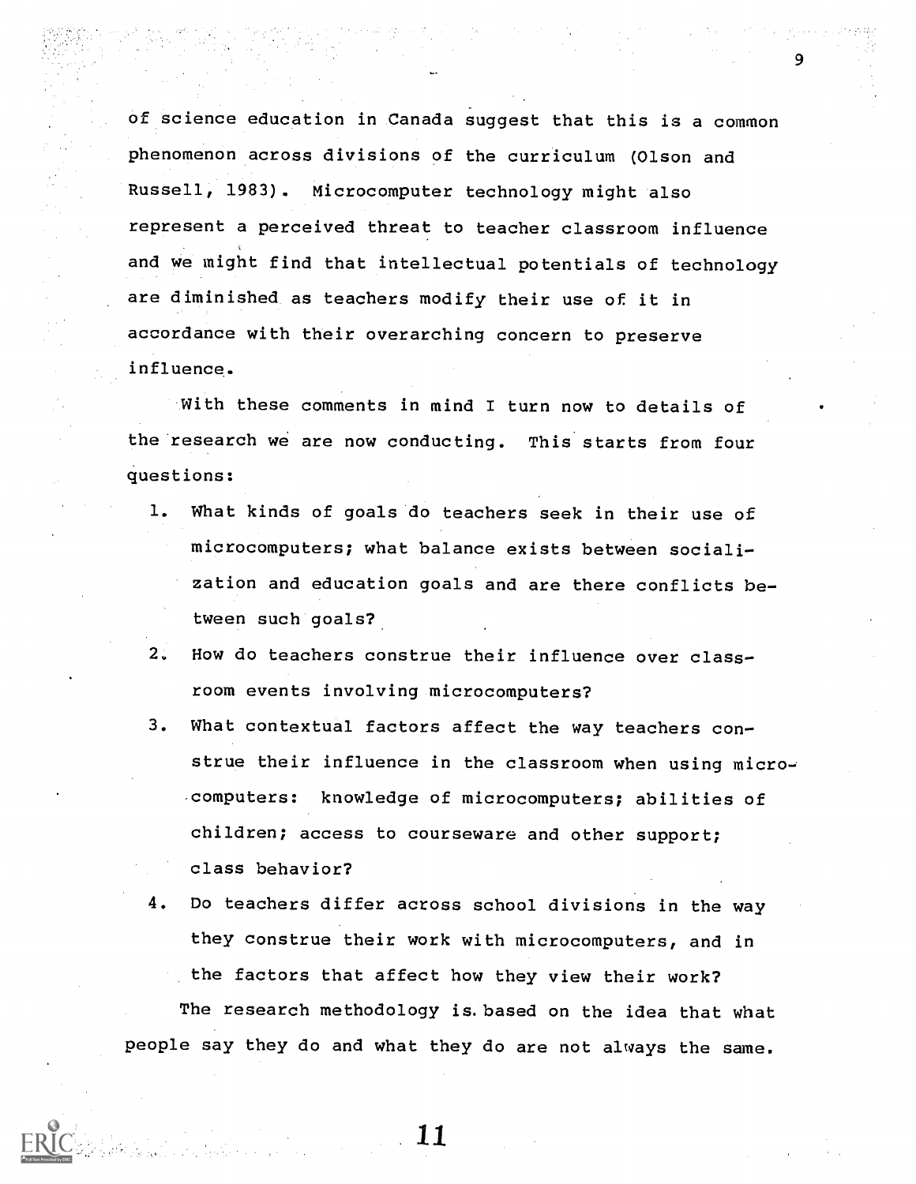of science education in Canada suggest that this is a common phenomenon across divisions of the curriculum (Olson and Russell, 1983). Microcomputer technology might also represent a perceived threat to teacher classroom influence and we might find that intellectual potentials of technology are diminished as teachers modify their use of it in accordance with their overarching concern to preserve influence.

With these comments in mind I turn now to details of the research we are now conducting. This starts from four questions:

1. What kinds of goals do teachers seek in their use of microcomputers; what balance exists between socialization and education goals and are there conflicts between such goals?
2. How do teachers construe their influence over classroom events involving microcomputers?
3. What contextual factors affect the way teachers construe their influence in the classroom when using microcomputers: knowledge of microcomputers; abilities of children; access to courseware and other support; class behavior?
4. Do teachers differ across school divisions in the way they construe their work with microcomputers, and in the factors that affect how they view their work?

The research methodology is based on the idea that what people say they do and what they do are not always the same.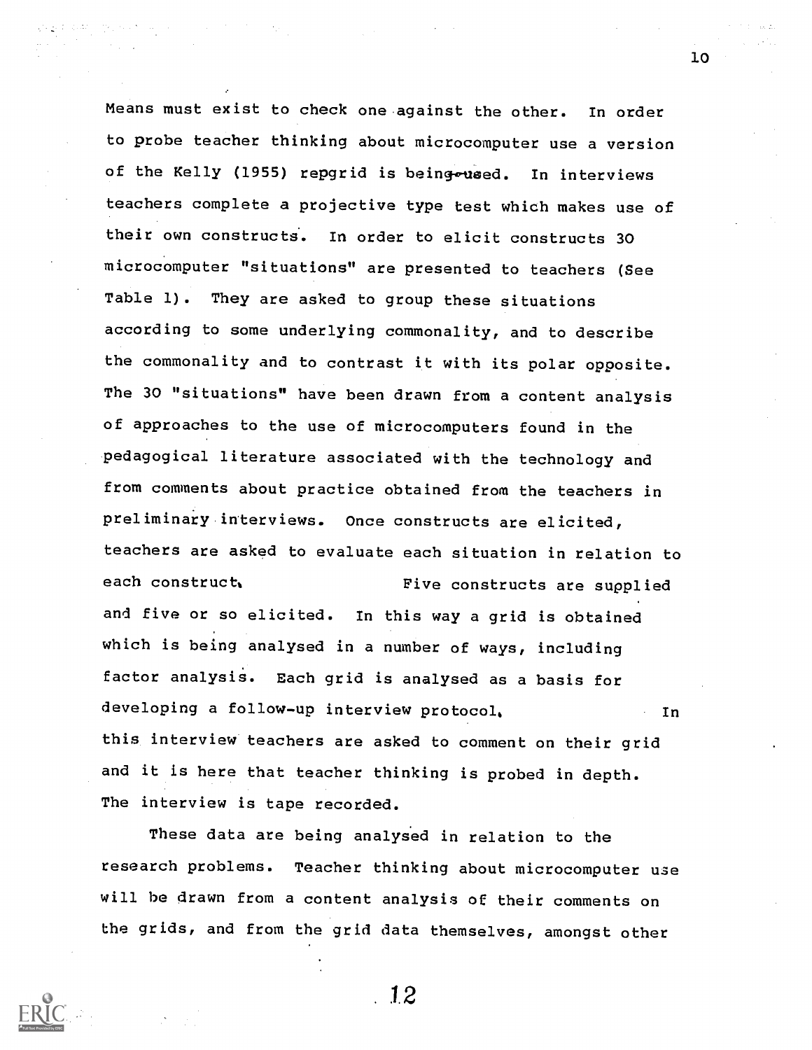Means must exist to check one against the other. In order to probe teacher thinking about microcomputer use a version of the Kelly (1955) repgrid is being used. In interviews teachers complete a projective type test which makes use of their own constructs. In order to elicit constructs 30 microcomputer "situations" are presented to teachers (See Table 1). They are asked to group these situations according to some underlying commonality, and to describe the commonality and to contrast it with its polar opposite. The 30 "situations" have been drawn from a content analysis of approaches to the use of microcomputers found in the pedagogical literature associated with the technology and from comments about practice obtained from the teachers in preliminary interviews. Once constructs are elicited, teachers are asked to evaluate each situation in relation to each construct. Five constructs are supplied and five or so elicited. In this way a grid is obtained which is being analysed in a number of ways, including factor analysis. Each grid is analysed as a basis for developing a follow-up interview protocol. In this interview teachers are asked to comment on their grid and it is here that teacher thinking is probed in depth. The interview is tape recorded.

These data are being analysed in relation to the research problems. Teacher thinking about microcomputer use will be drawn from a content analysis of their comments on the grids, and from the grid data themselves, amongst other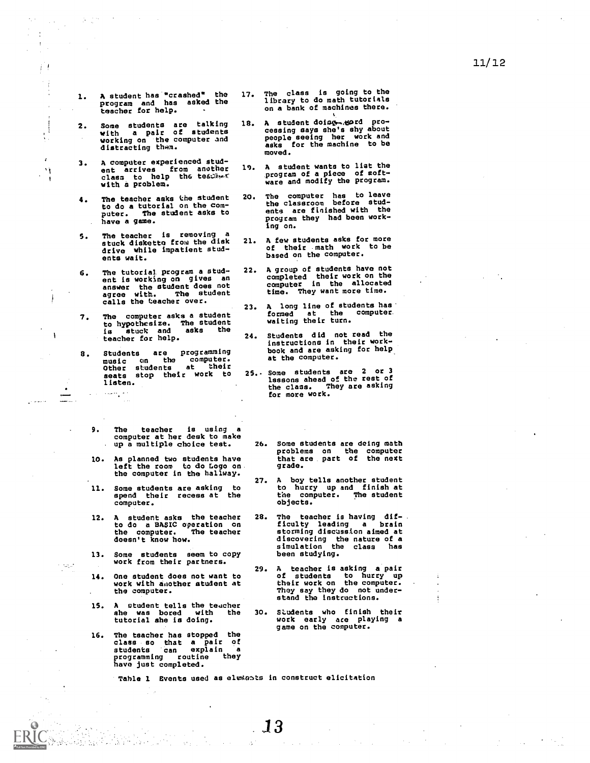1. A student has "crashed" the program and has asked the teacher for help.

2. Some students are talking with a pair of students working on the computer and distracting them.

3. A computer experienced student arrives from another class to help the teacher with a problem.

4. The teacher asks the student to do a tutorial on the computer. The student asks to have a game.

5. The teacher is removing a stuck diskette from the disk drive while impatient students wait.

6. The tutorial program a student is working on gives an answer the student does not agree with. The student calls the teacher over.

7. The computer asks a student to hypothesize. The student is stuck and asks the teacher for help.

8. Students are programming music on the computer. Other students at their seats stop their work to listen.

9. The teacher is using a computer at her desk to make up a multiple choice test.

10. As planned two students have left the room to do Logo on the computer in the hallway.

11. Some students are asking to spend their recess at the computer.

12. A student asks the teacher to do a BASIC operation on the computer. The teacher doesn't know how.

13. Some students seem to copy work from their partners.

14. One student does not want to work with another student at the computer.

15. A student tells the teacher she was bored with the tutorial she is doing.

16. The teacher has stopped the class so that a pair of students can explain a programming routine they have just completed.

17. The class is going to the library to do math tutorials on a bank of machines there.

18. A student doing word processing says she's shy about people seeing her work and asks for the machine to be moved.

19. A student wants to list the program of a piece of software and modify the program.

20. The computer has to leave the classroom before students are finished with the program they had been working on.

21. A few students asks for more of their math work to be based on the computer.

22. A group of students have not completed their work on the computer in the allocated time. They want more time.

23. A long line of students has formed at the computer waiting their turn.

24. Students did not read the instructions in their workbook and are asking for help at the computer.

25. Some students are 2 or 3 lessons ahead of the rest of the class. They are asking for more work.

26. Some students are doing math problems on the computer that are part of the next grade.

27. A boy tells another student to hurry up and finish at the computer. The student objects.

28. The teacher is having difficulty leading a brain storming discussion aimed at discovering the nature of a simulation the class has been studying.

29. A teacher is asking a pair of students to hurry up their work on the computer. They say they do not understand the instructions.

30. Students who finish their work early are playing a game on the computer.

Table 1 Events used as elements in construct elicitation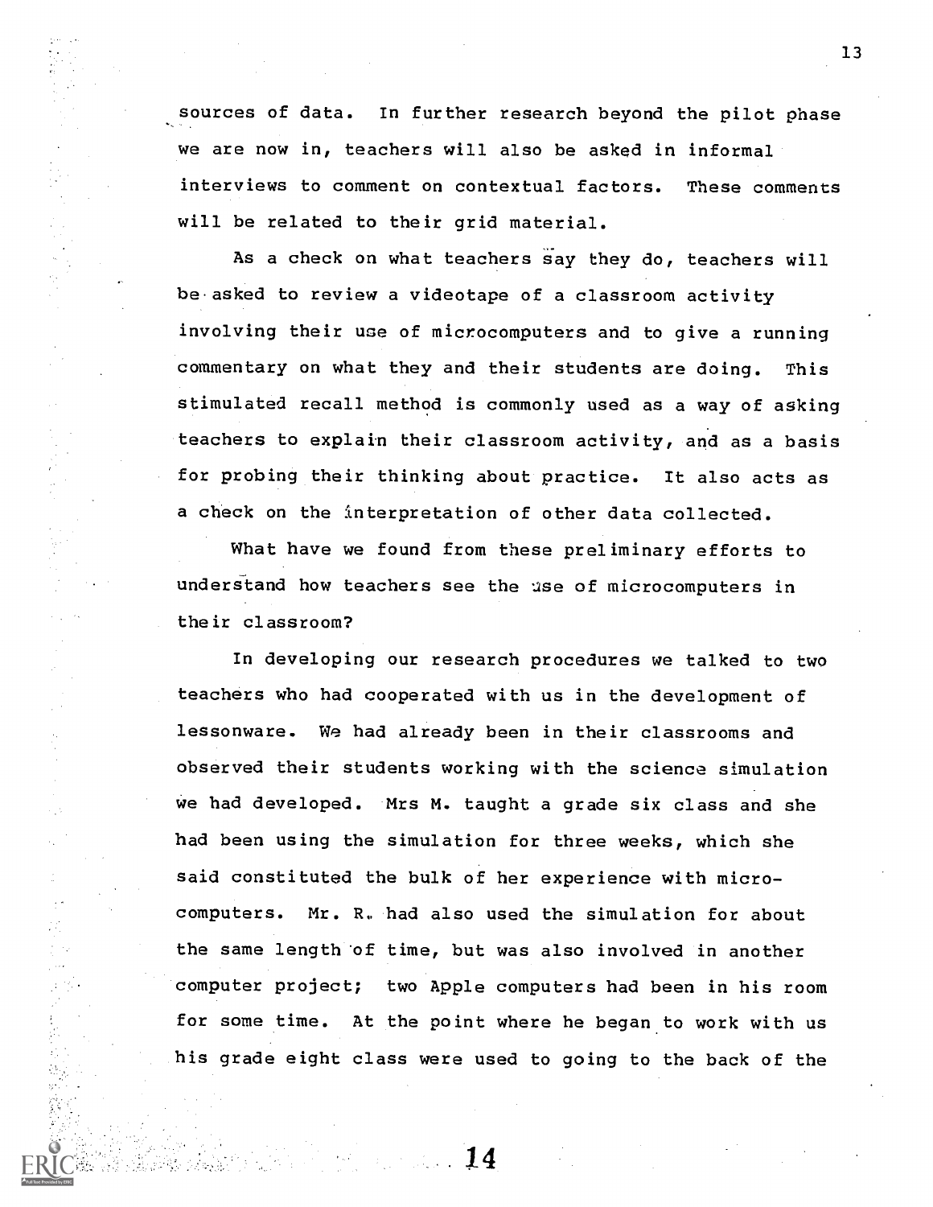sources of data. In further research beyond the pilot phase we are now in, teachers will also be asked in informal interviews to comment on contextual factors. These comments will be related to their grid material.

As a check on what teachers say they do, teachers will be asked to review a videotape of a classroom activity involving their use of microcomputers and to give a running commentary on what they and their students are doing. This stimulated recall method is commonly used as a way of asking teachers to explain their classroom activity, and as a basis for probing their thinking about practice. It also acts as a check on the interpretation of other data collected.

What have we found from these preliminary efforts to understand how teachers see the use of microcomputers in their classroom?

In developing our research procedures we talked to two teachers who had cooperated with us in the development of lessonware. We had already been in their classrooms and observed their students working with the science simulation we had developed. Mrs M. taught a grade six class and she had been using the simulation for three weeks, which she said constituted the bulk of her experience with microcomputers. Mr. R. had also used the simulation for about the same length of time, but was also involved in another computer project; two Apple computers had been in his room for some time. At the point where he began to work with us his grade eight class were used to going to the back of the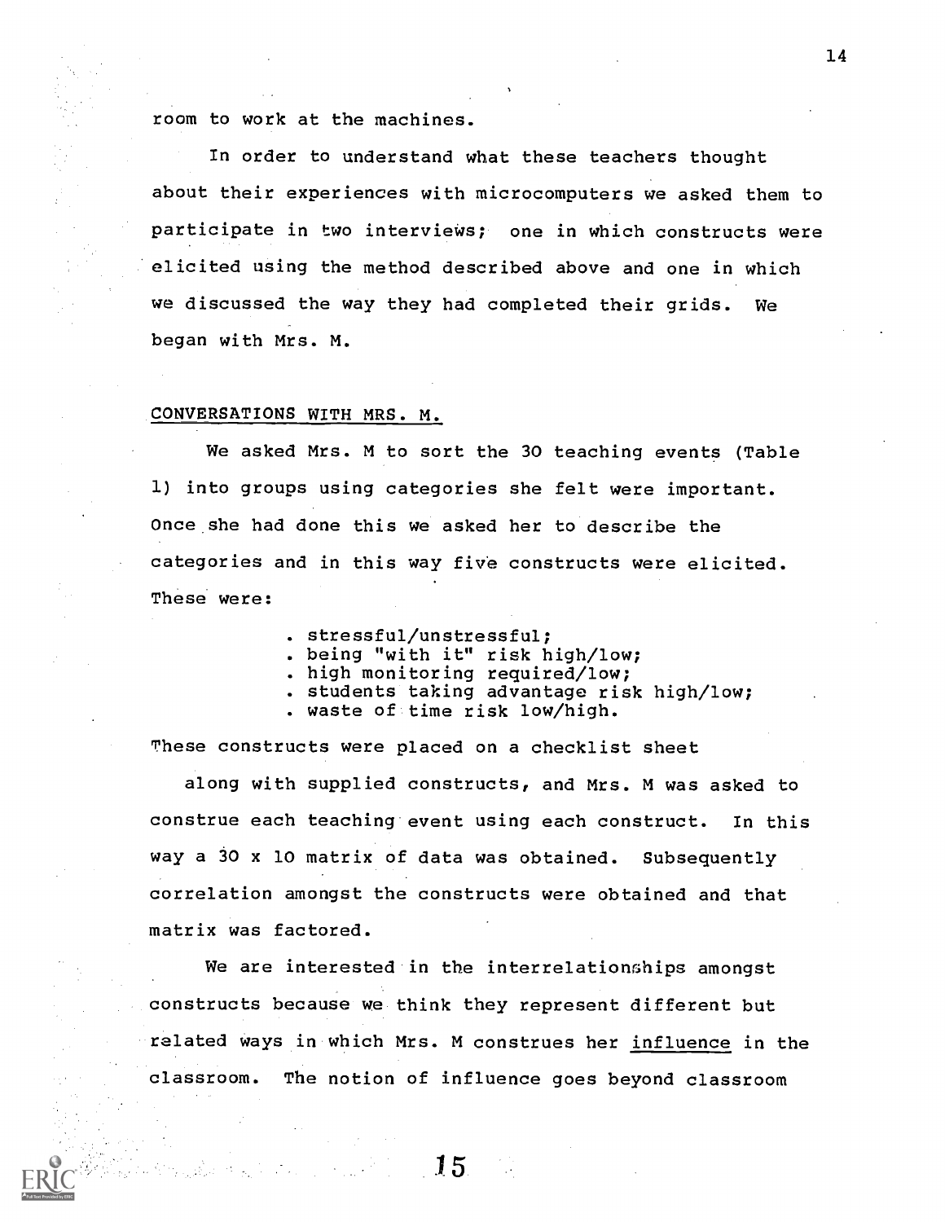room to work at the machines.

In order to understand what these teachers thought about their experiences with microcomputers we asked them to participate in two interviews; one in which constructs were elicited using the method described above and one in which we discussed the way they had completed their grids. We began with Mrs. M.

## CONVERSATIONS WITH MRS. M.

We asked Mrs. M to sort the 30 teaching events (Table 1) into groups using categories she felt were important. Once she had done this we asked her to describe the categories and in this way five constructs were elicited. These were:

- stressful/unstressful;
- being "with it" risk high/low;
- high monitoring required/low;
- students taking advantage risk high/low;
- waste of time risk low/high.

These constructs were placed on a checklist sheet along with supplied constructs, and Mrs. M was asked to construe each teaching event using each construct. In this way a 30 x 10 matrix of data was obtained. Subsequently correlation amongst the constructs were obtained and that matrix was factored.

We are interested in the interrelationships amongst constructs because we think they represent different but related ways in which Mrs. M construes her <u>influence</u> in the classroom. The notion of influence goes beyond classroom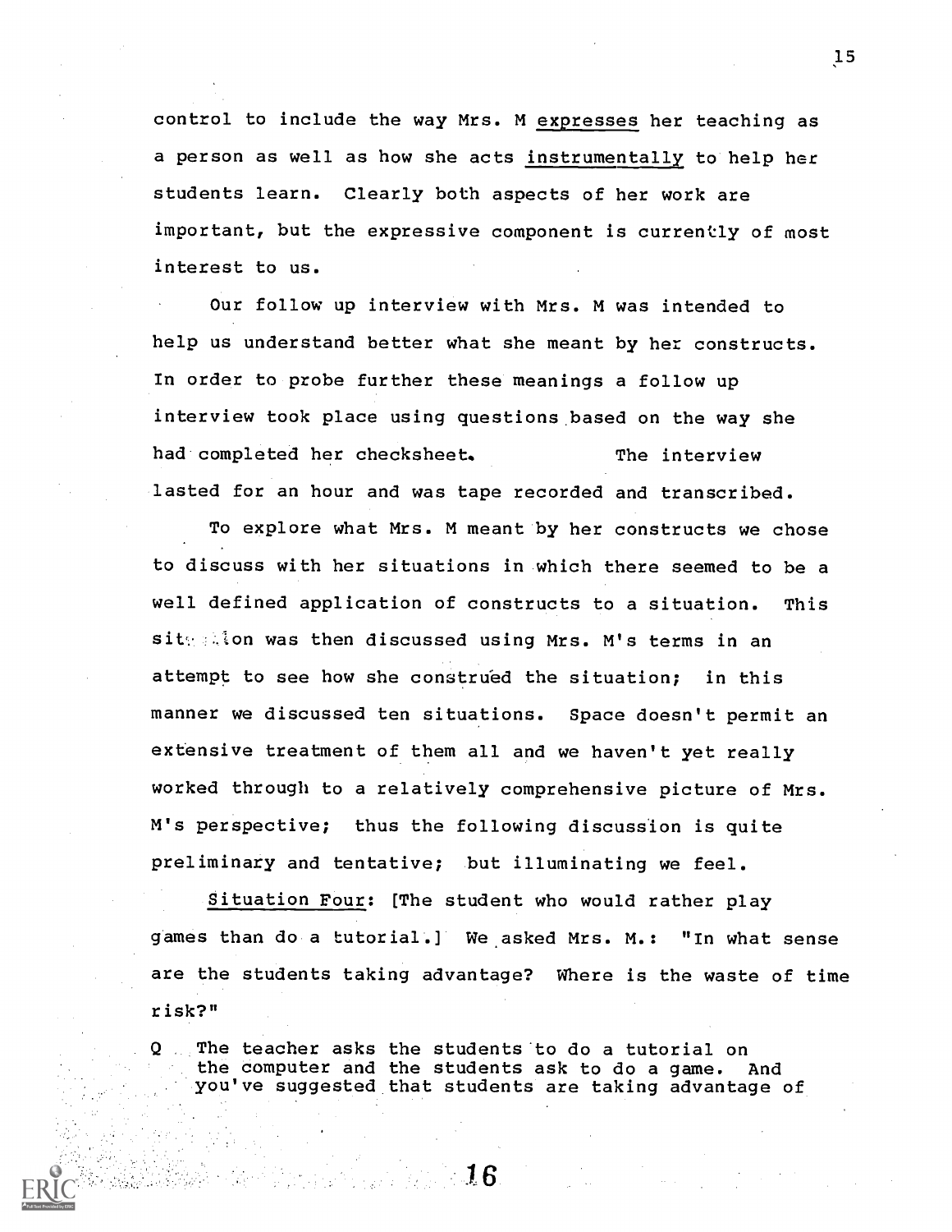control to include the way Mrs. M _expresses_ her teaching as a person as well as how she acts _instrumentally_ to help her students learn. Clearly both aspects of her work are important, but the expressive component is currently of most interest to us.

Our follow up interview with Mrs. M was intended to help us understand better what she meant by her constructs. In order to probe further these meanings a follow up interview took place using questions based on the way she had completed her checksheet. The interview lasted for an hour and was tape recorded and transcribed.

To explore what Mrs. M meant by her constructs we chose to discuss with her situations in which there seemed to be a well defined application of constructs to a situation. This situation was then discussed using Mrs. M's terms in an attempt to see how she construed the situation; in this manner we discussed ten situations. Space doesn't permit an extensive treatment of them all and we haven't yet really worked through to a relatively comprehensive picture of Mrs. M's perspective; thus the following discussion is quite preliminary and tentative; but illuminating we feel.

_Situation Four_: [The student who would rather play games than do a tutorial.] We asked Mrs. M.: "In what sense are the students taking advantage? Where is the waste of time risk?"

Q The teacher asks the students to do a tutorial on the computer and the students ask to do a game. And you've suggested that students are taking advantage of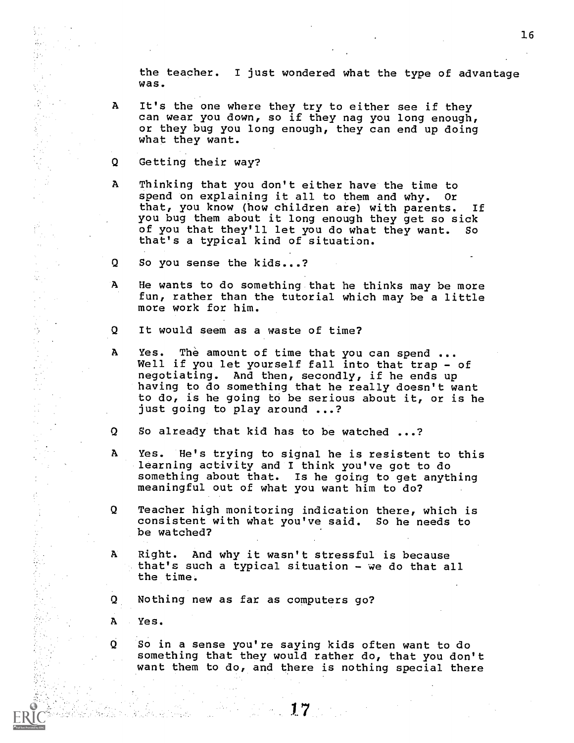the teacher. I just wondered what the type of advantage was.

A It's the one where they try to either see if they can wear you down, so if they nag you long enough, or they bug you long enough, they can end up doing what they want.

Q Getting their way?

A Thinking that you don't either have the time to spend on explaining it all to them and why. Or that, you know (how children are) with parents. If you bug them about it long enough they get so sick of you that they'll let you do what they want. So that's a typical kind of situation.

Q So you sense the kids...?

A He wants to do something that he thinks may be more fun, rather than the tutorial which may be a little more work for him.

Q It would seem as a waste of time?

A Yes. The amount of time that you can spend ... Well if you let yourself fall into that trap - of negotiating. And then, secondly, if he ends up having to do something that he really doesn't want to do, is he going to be serious about it, or is he just going to play around ...?

Q So already that kid has to be watched ...?

A Yes. He's trying to signal he is resistent to this learning activity and I think you've got to do something about that. Is he going to get anything meaningful out of what you want him to do?

Q Teacher high monitoring indication there, which is consistent with what you've said. So he needs to be watched?

A Right. And why it wasn't stressful is because that's such a typical situation - we do that all the time.

Q Nothing new as far as computers go?

A Yes.

Q So in a sense you're saying kids often want to do something that they would rather do, that you don't want them to do, and there is nothing special there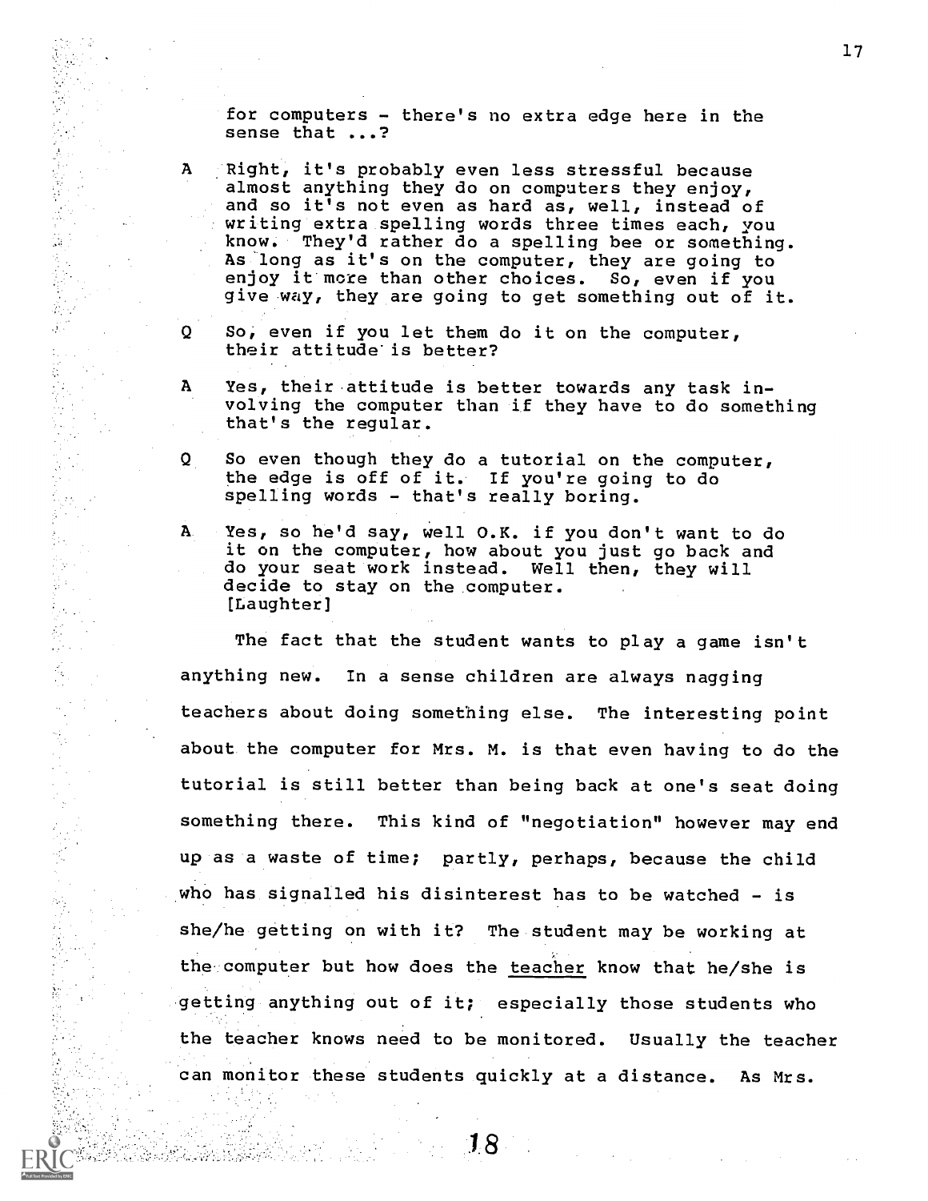for computers - there's no extra edge here in the sense that ...?

A Right, it's probably even less stressful because almost anything they do on computers they enjoy, and so it's not even as hard as, well, instead of writing extra spelling words three times each, you know. They'd rather do a spelling bee or something. As long as it's on the computer, they are going to enjoy it more than other choices. So, even if you give way, they are going to get something out of it.

Q So, even if you let them do it on the computer, their attitude is better?

A Yes, their attitude is better towards any task involving the computer than if they have to do something that's the regular.

Q So even though they do a tutorial on the computer, the edge is off of it. If you're going to do spelling words - that's really boring.

A Yes, so he'd say, well O.K. if you don't want to do it on the computer, how about you just go back and do your seat work instead. Well then, they will decide to stay on the computer. [Laughter]

The fact that the student wants to play a game isn't anything new. In a sense children are always nagging teachers about doing something else. The interesting point about the computer for Mrs. M. is that even having to do the tutorial is still better than being back at one's seat doing something there. This kind of "negotiation" however may end up as a waste of time; partly, perhaps, because the child who has signalled his disinterest has to be watched - is she/he getting on with it? The student may be working at the computer but how does the <u>teacher</u> know that he/she is getting anything out of it; especially those students who the teacher knows need to be monitored. Usually the teacher can monitor these students quickly at a distance. As Mrs.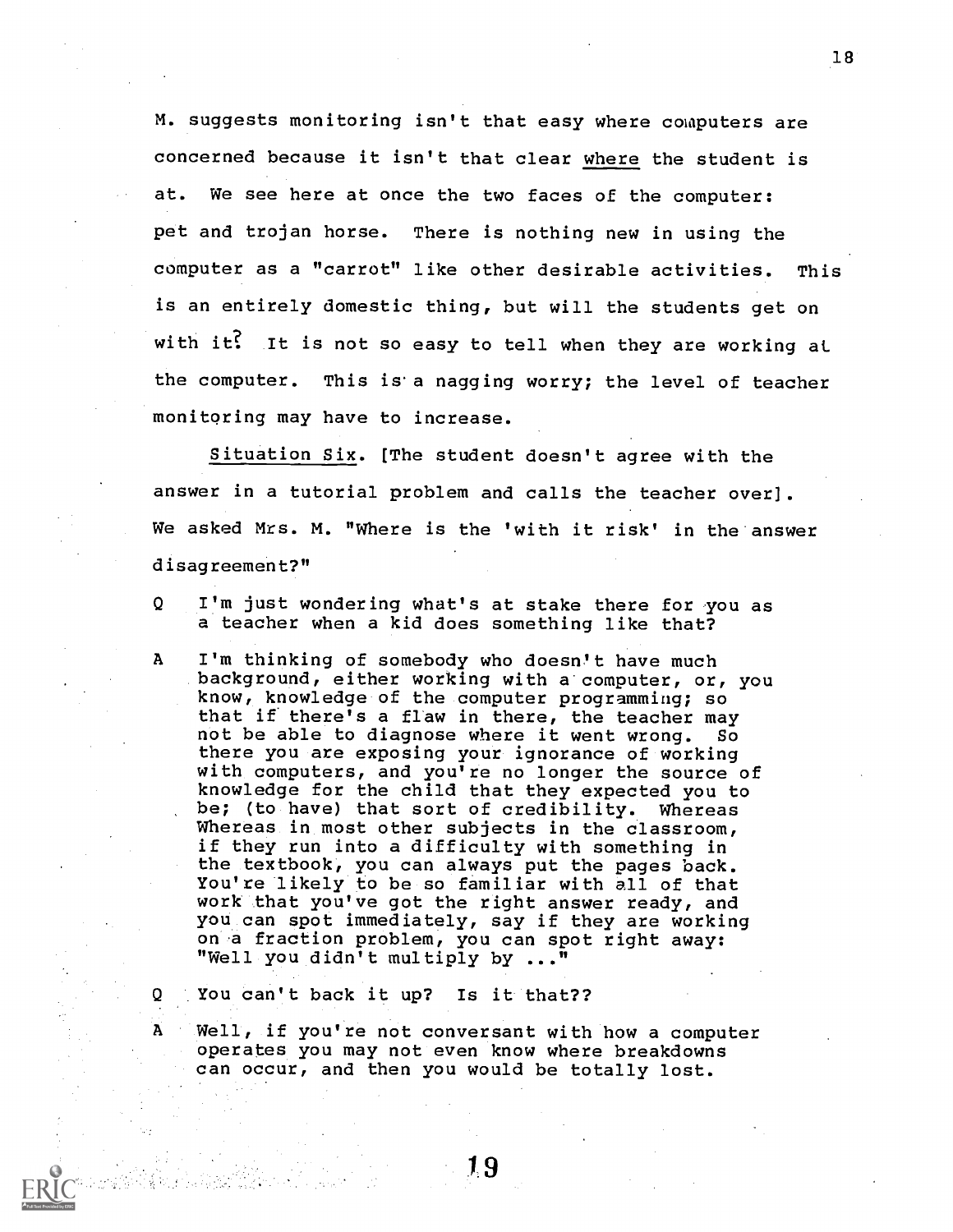M. suggests monitoring isn't that easy where computers are concerned because it isn't that clear <u>where</u> the student is at. We see here at once the two faces of the computer: pet and trojan horse. There is nothing new in using the computer as a "carrot" like other desirable activities. This is an entirely domestic thing, but will the students get on with it? It is not so easy to tell when they are working at the computer. This is a nagging worry; the level of teacher monitoring may have to increase.

<u>Situation Six</u>. [The student doesn't agree with the answer in a tutorial problem and calls the teacher over]. We asked Mrs. M. "Where is the 'with it risk' in the answer disagreement?"

Q I'm just wondering what's at stake there for you as a teacher when a kid does something like that?

A I'm thinking of somebody who doesn't have much background, either working with a computer, or, you know, knowledge of the computer programming; so that if there's a flaw in there, the teacher may not be able to diagnose where it went wrong. So there you are exposing your ignorance of working with computers, and you're no longer the source of knowledge for the child that they expected you to be; (to have) that sort of credibility. Whereas Whereas in most other subjects in the classroom, if they run into a difficulty with something in the textbook, you can always put the pages back. You're likely to be so familiar with all of that work that you've got the right answer ready, and you can spot immediately, say if they are working on a fraction problem, you can spot right away: "Well you didn't multiply by ..."

Q You can't back it up? Is it that??

A Well, if you're not conversant with how a computer operates you may not even know where breakdowns can occur, and then you would be totally lost.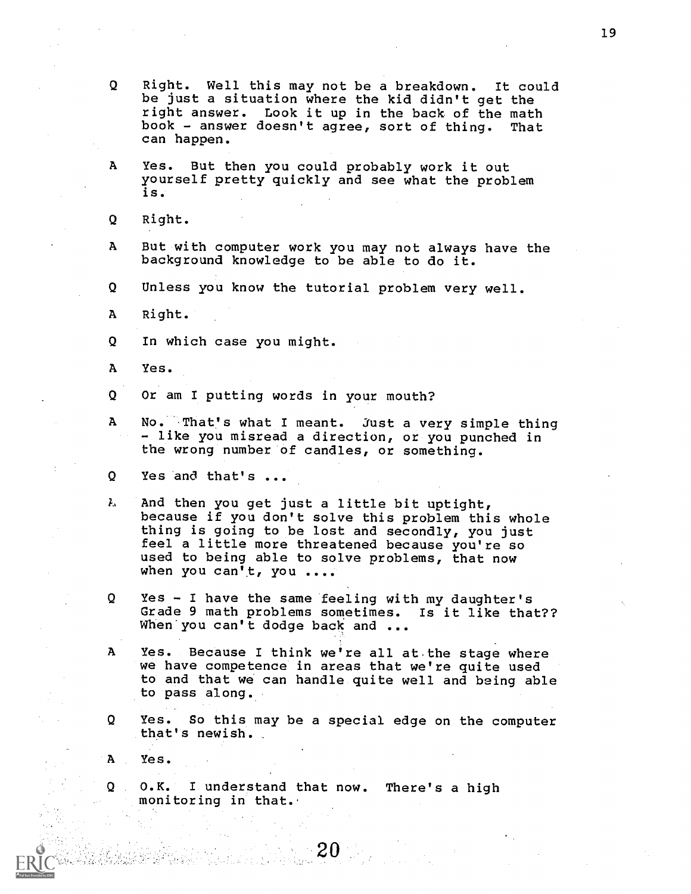Q Right. Well this may not be a breakdown. It could be just a situation where the kid didn't get the right answer. Look it up in the back of the math book - answer doesn't agree, sort of thing. That can happen.

A Yes. But then you could probably work it out yourself pretty quickly and see what the problem is.

Q Right.

A But with computer work you may not always have the background knowledge to be able to do it.

Q Unless you know the tutorial problem very well.

A Right.

Q In which case you might.

A Yes.

Q Or am I putting words in your mouth?

A No. That's what I meant. Just a very simple thing - like you misread a direction, or you punched in the wrong number of candles, or something.

Q Yes and that's ...

A And then you get just a little bit uptight, because if you don't solve this problem this whole thing is going to be lost and secondly, you just feel a little more threatened because you're so used to being able to solve problems, that now when you can't, you ....

Q Yes - I have the same feeling with my daughter's Grade 9 math problems sometimes. Is it like that?? When you can't dodge back and ...

A Yes. Because I think we're all at the stage where we have competence in areas that we're quite used to and that we can handle quite well and being able to pass along.

Q Yes. So this may be a special edge on the computer that's newish.

A Yes.

Q O.K. I understand that now. There's a high monitoring in that.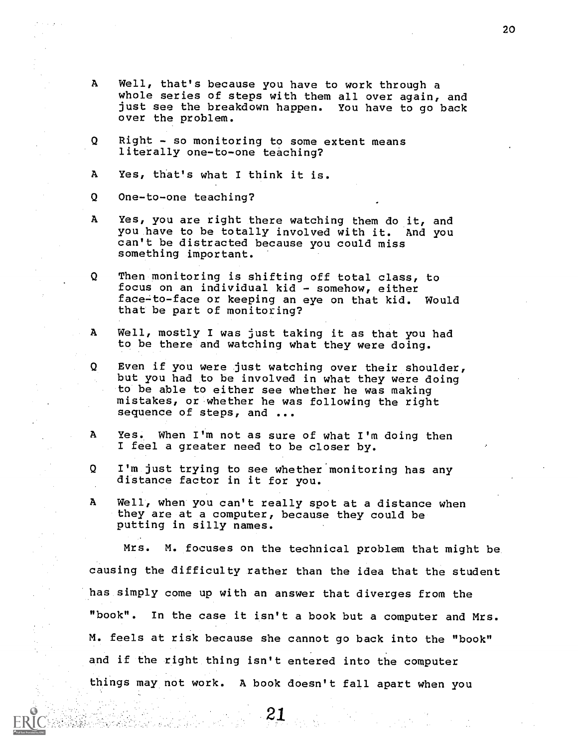A Well, that's because you have to work through a whole series of steps with them all over again, and just see the breakdown happen. You have to go back over the problem.

Q Right - so monitoring to some extent means literally one-to-one teaching?

A Yes, that's what I think it is.

Q One-to-one teaching?

A Yes, you are right there watching them do it, and you have to be totally involved with it. And you can't be distracted because you could miss something important.

Q Then monitoring is shifting off total class, to focus on an individual kid - somehow, either face-to-face or keeping an eye on that kid. Would that be part of monitoring?

A Well, mostly I was just taking it as that you had to be there and watching what they were doing.

Q Even if you were just watching over their shoulder, but you had to be involved in what they were doing to be able to either see whether he was making mistakes, or whether he was following the right sequence of steps, and ...

A Yes. When I'm not as sure of what I'm doing then I feel a greater need to be closer by.

Q I'm just trying to see whether monitoring has any distance factor in it for you.

A Well, when you can't really spot at a distance when they are at a computer, because they could be putting in silly names.

Mrs. M. focuses on the technical problem that might be causing the difficulty rather than the idea that the student has simply come up with an answer that diverges from the "book". In the case it isn't a book but a computer and Mrs. M. feels at risk because she cannot go back into the "book" and if the right thing isn't entered into the computer things may not work. A book doesn't fall apart when you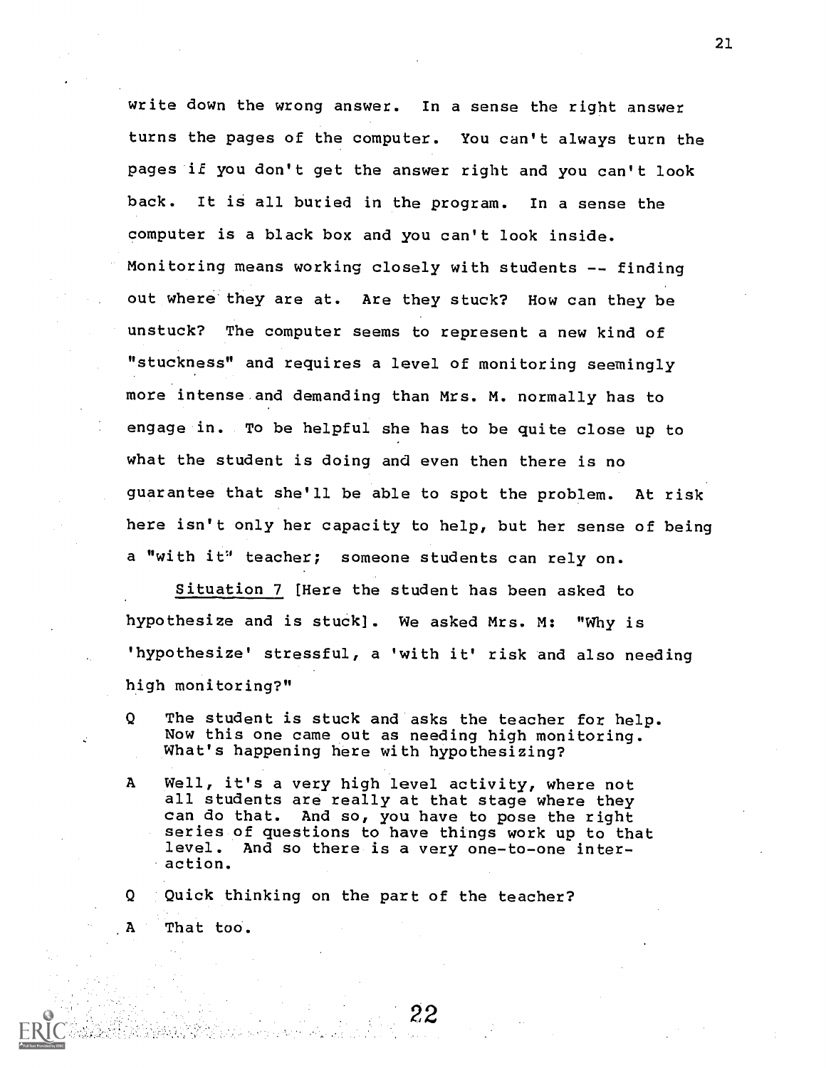write down the wrong answer. In a sense the right answer turns the pages of the computer. You can't always turn the pages if you don't get the answer right and you can't look back. It is all buried in the program. In a sense the computer is a black box and you can't look inside. Monitoring means working closely with students -- finding out where they are at. Are they stuck? How can they be unstuck? The computer seems to represent a new kind of "stuckness" and requires a level of monitoring seemingly more intense and demanding than Mrs. M. normally has to engage in. To be helpful she has to be quite close up to what the student is doing and even then there is no guarantee that she'll be able to spot the problem. At risk here isn't only her capacity to help, but her sense of being a "with it" teacher; someone students can rely on.

Situation 7 [Here the student has been asked to hypothesize and is stuck]. We asked Mrs. M: "Why is 'hypothesize' stressful, a 'with it' risk and also needing high monitoring?"

Q The student is stuck and asks the teacher for help. Now this one came out as needing high monitoring. What's happening here with hypothesizing?

A Well, it's a very high level activity, where not all students are really at that stage where they can do that. And so, you have to pose the right series of questions to have things work up to that level. And so there is a very one-to-one interaction.

Q Quick thinking on the part of the teacher?

A That too.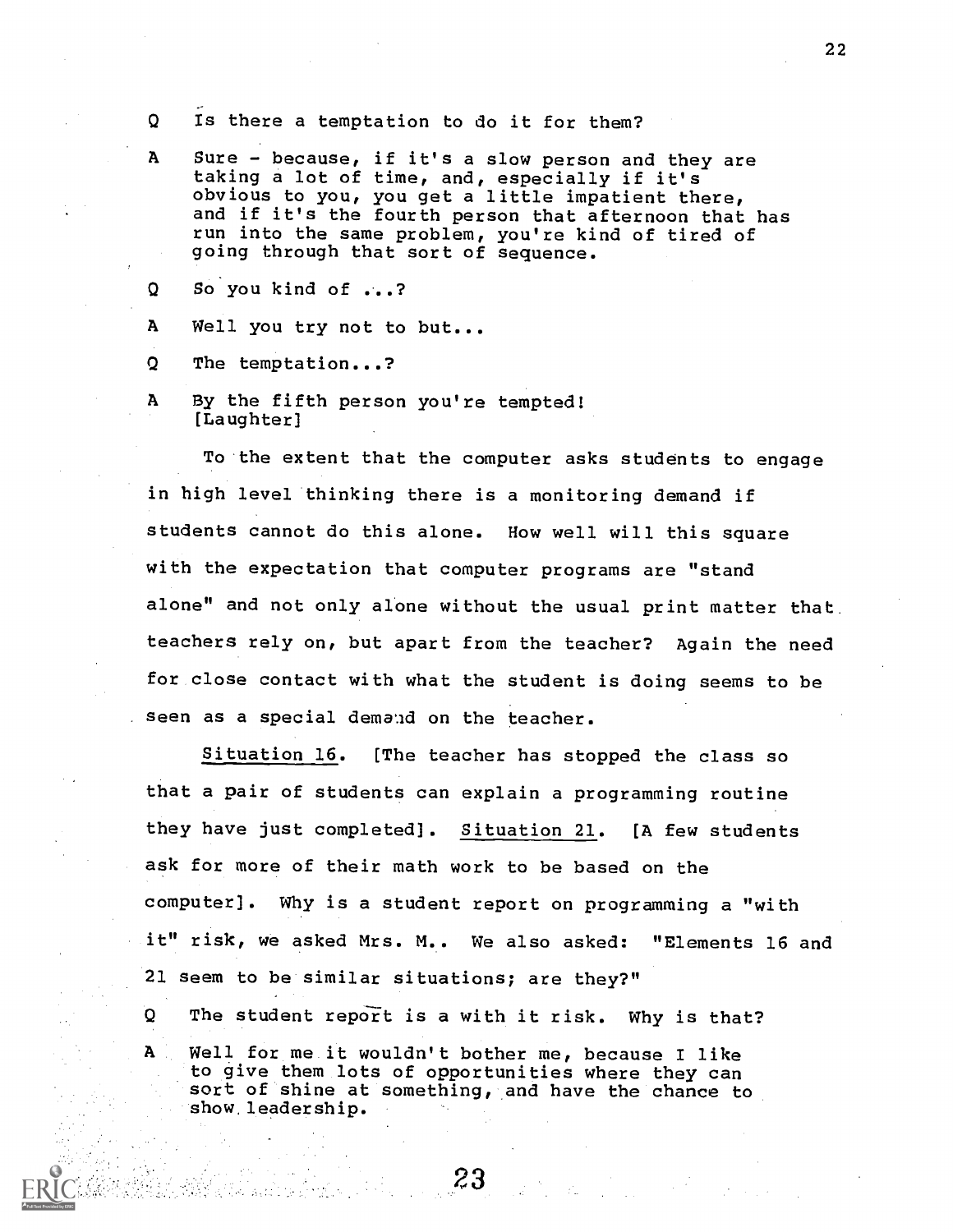Q Is there a temptation to do it for them?

A Sure - because, if it's a slow person and they are taking a lot of time, and, especially if it's obvious to you, you get a little impatient there, and if it's the fourth person that afternoon that has run into the same problem, you're kind of tired of going through that sort of sequence.

Q So you kind of ...?

A Well you try not to but...

Q The temptation...?

A By the fifth person you're tempted! [Laughter]

To the extent that the computer asks students to engage in high level thinking there is a monitoring demand if students cannot do this alone. How well will this square with the expectation that computer programs are "stand alone" and not only alone without the usual print matter that teachers rely on, but apart from the teacher? Again the need for close contact with what the student is doing seems to be seen as a special demand on the teacher.

Situation 16. [The teacher has stopped the class so that a pair of students can explain a programming routine they have just completed]. Situation 21. [A few students ask for more of their math work to be based on the computer]. Why is a student report on programming a "with it" risk, we asked Mrs. M.. We also asked: "Elements 16 and 21 seem to be similar situations; are they?"

Q The student report is a with it risk. Why is that?

A Well for me it wouldn't bother me, because I like to give them lots of opportunities where they can sort of shine at something, and have the chance to show leadership.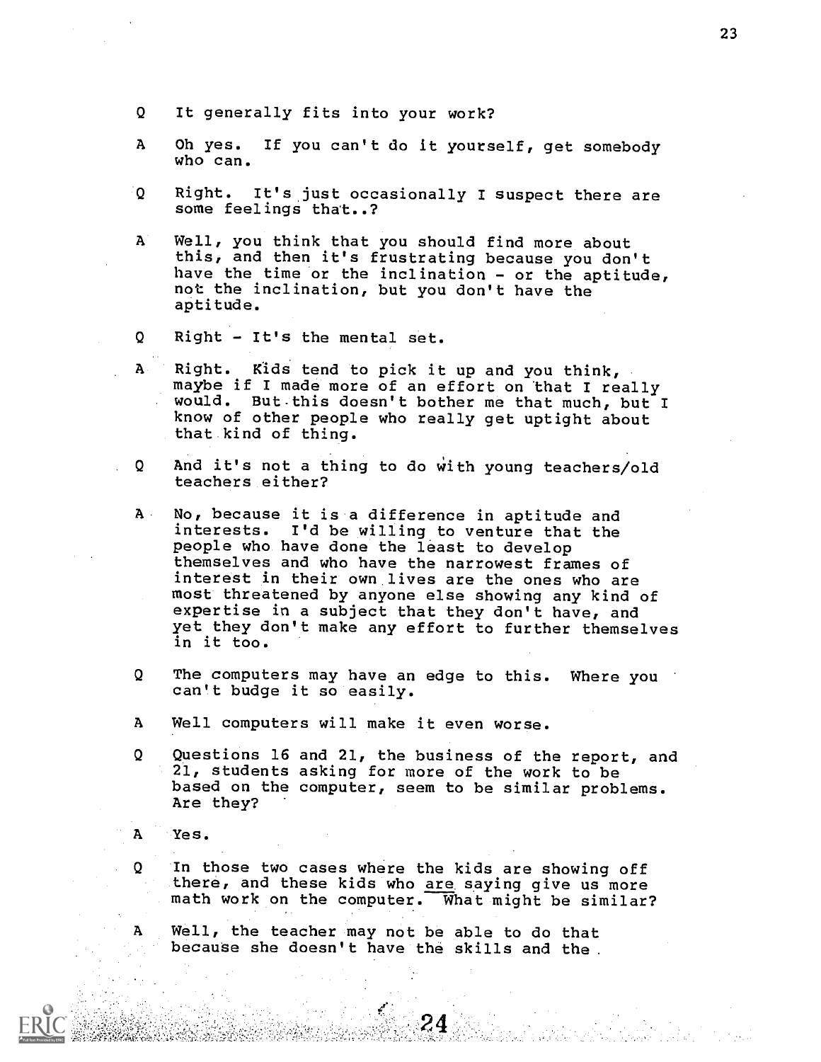Q It generally fits into your work?

A Oh yes. If you can't do it yourself, get somebody who can.

Q Right. It's just occasionally I suspect there are some feelings that..?

A Well, you think that you should find more about this, and then it's frustrating because you don't have the time or the inclination - or the aptitude, not the inclination, but you don't have the aptitude.

Q Right - It's the mental set.

A Right. Kids tend to pick it up and you think, maybe if I made more of an effort on that I really would. But this doesn't bother me that much, but I know of other people who really get uptight about that kind of thing.

Q And it's not a thing to do with young teachers/old teachers either?

A No, because it is a difference in aptitude and interests. I'd be willing to venture that the people who have done the least to develop themselves and who have the narrowest frames of interest in their own lives are the ones who are most threatened by anyone else showing any kind of expertise in a subject that they don't have, and yet they don't make any effort to further themselves in it too.

Q The computers may have an edge to this. Where you can't budge it so easily.

A Well computers will make it even worse.

Q Questions 16 and 21, the business of the report, and 21, students asking for more of the work to be based on the computer, seem to be similar problems. Are they?

A Yes.

Q In those two cases where the kids are showing off there, and these kids who <u>are</u> saying give us more math work on the computer. What might be similar?

A Well, the teacher may not be able to do that because she doesn't have the skills and the .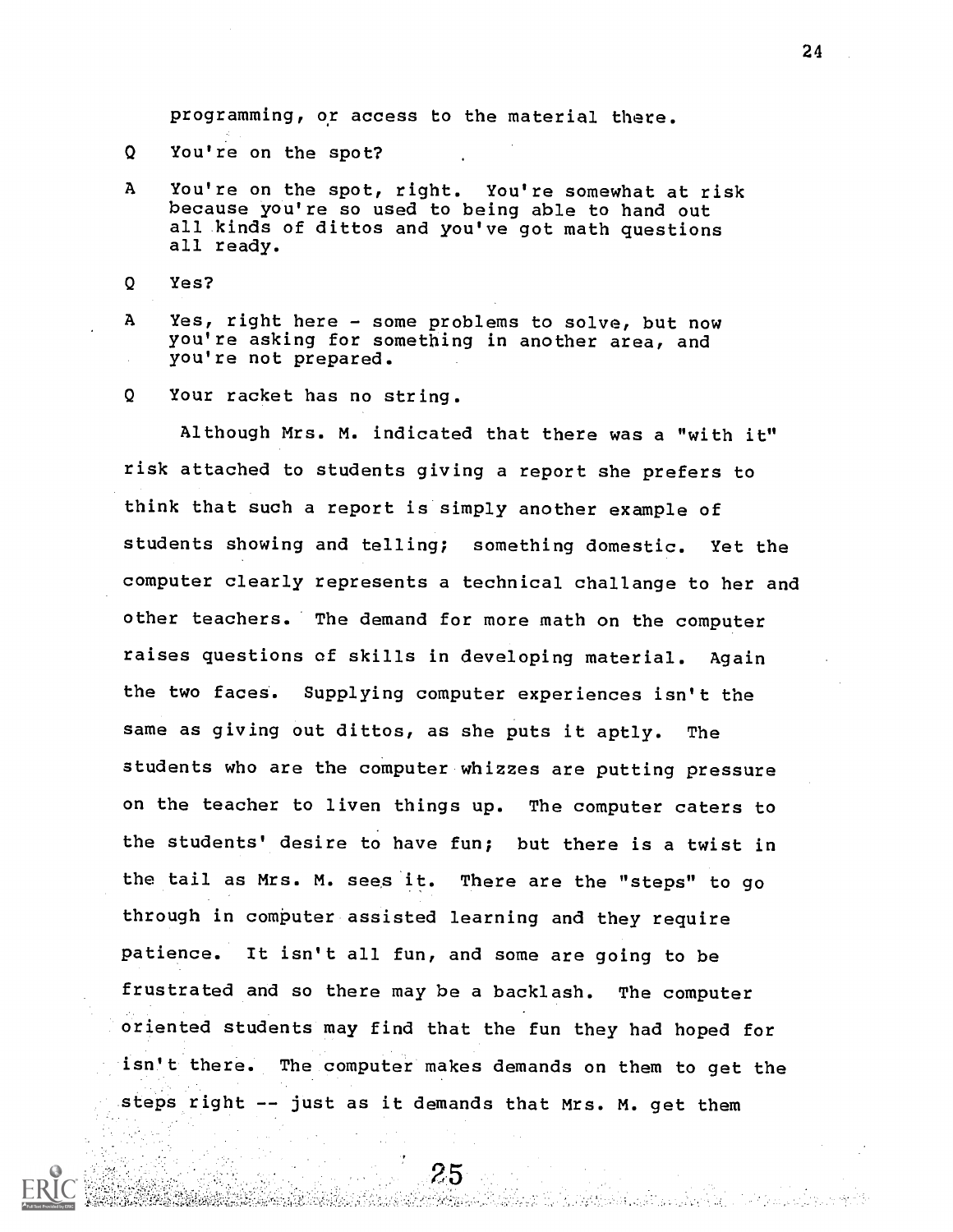programming, or access to the material there.

Q You're on the spot?

A You're on the spot, right. You're somewhat at risk because you're so used to being able to hand out all kinds of dittos and you've got math questions all ready.

Q Yes?

A Yes, right here - some problems to solve, but now you're asking for something in another area, and you're not prepared.

Q Your racket has no string.

Although Mrs. M. indicated that there was a "with it" risk attached to students giving a report she prefers to think that such a report is simply another example of students showing and telling; something domestic. Yet the computer clearly represents a technical challange to her and other teachers. The demand for more math on the computer raises questions of skills in developing material. Again the two faces. Supplying computer experiences isn't the same as giving out dittos, as she puts it aptly. The students who are the computer whizzes are putting pressure on the teacher to liven things up. The computer caters to the students' desire to have fun; but there is a twist in the tail as Mrs. M. sees it. There are the "steps" to go through in computer assisted learning and they require patience. It isn't all fun, and some are going to be frustrated and so there may be a backlash. The computer oriented students may find that the fun they had hoped for isn't there. The computer makes demands on them to get the steps right -- just as it demands that Mrs. M. get them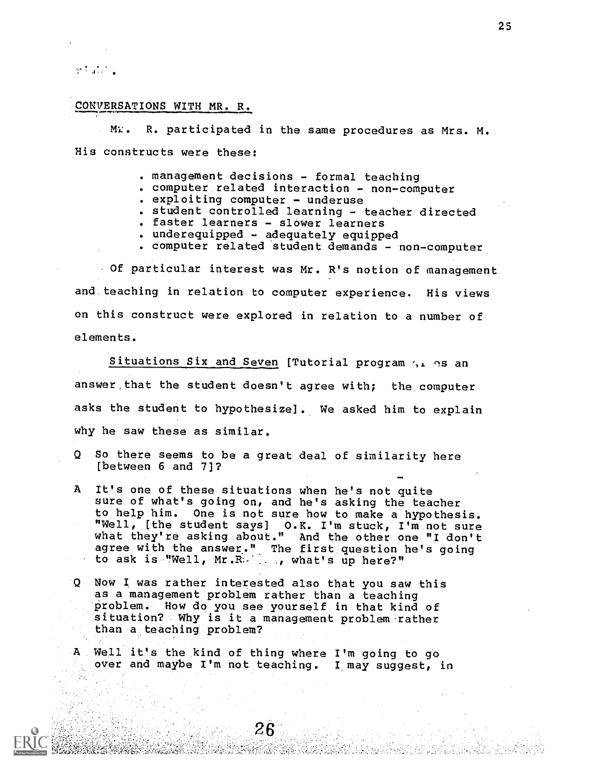## CONVERSATIONS WITH MR. R.

Mr. R. participated in the same procedures as Mrs. M. His constructs were these:

- management decisions - formal teaching
- computer related interaction - non-computer
- exploiting computer - underuse
- student controlled learning - teacher directed
- faster learners - slower learners
- underequipped - adequately equipped
- computer related student demands - non-computer

Of particular interest was Mr. R's notion of management and teaching in relation to computer experience. His views on this construct were explored in relation to a number of elements.

Situations Six and Seven [Tutorial program gives an answer that the student doesn't agree with; the computer asks the student to hypothesize]. We asked him to explain why he saw these as similar.

Q So there seems to be a great deal of similarity here [between 6 and 7]?

A It's one of these situations when he's not quite sure of what's going on, and he's asking the teacher to help him. One is not sure how to make a hypothesis. "Well, [the student says] O.K. I'm stuck, I'm not sure what they're asking about." And the other one "I don't agree with the answer." The first question he's going to ask is "Well, Mr.R..., what's up here?"

Q Now I was rather interested also that you saw this as a management problem rather than a teaching problem. How do you see yourself in that kind of situation? Why is it a management problem rather than a teaching problem?

A Well it's the kind of thing where I'm going to go over and maybe I'm not teaching. I may suggest, in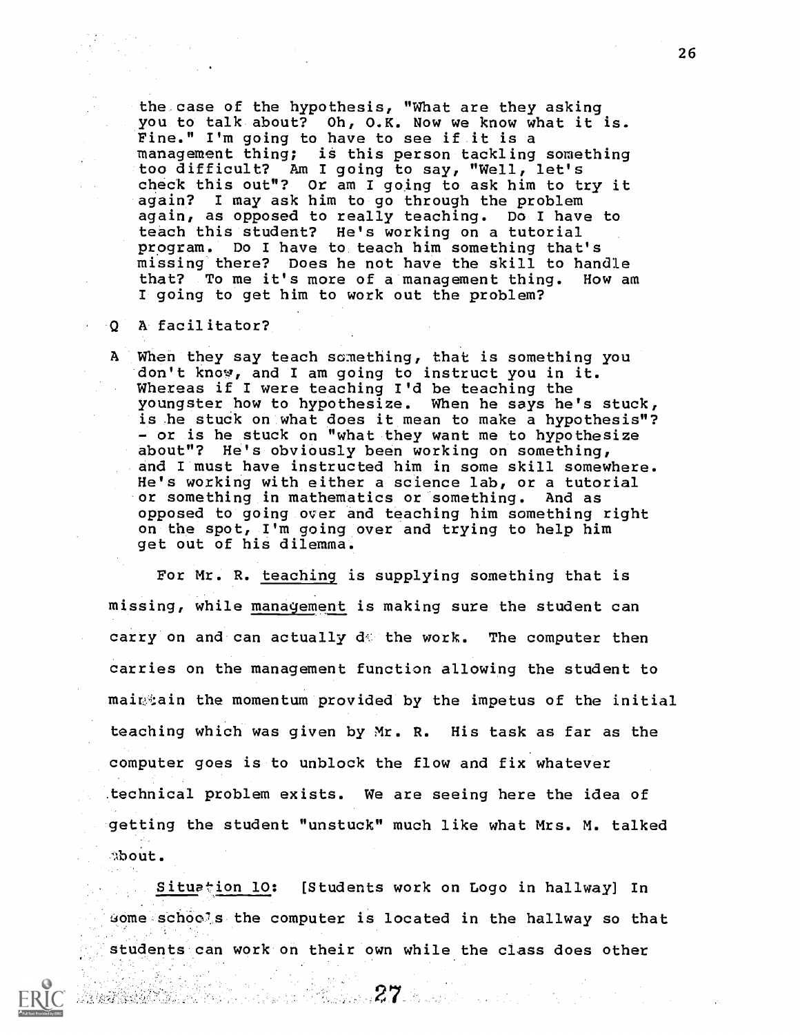the case of the hypothesis, "What are they asking you to talk about? Oh, O.K. Now we know what it is. Fine." I'm going to have to see if it is a management thing; is this person tackling something too difficult? Am I going to say, "Well, let's check this out"? Or am I going to ask him to try it again? I may ask him to go through the problem again, as opposed to really teaching. Do I have to teach this student? He's working on a tutorial program. Do I have to teach him something that's missing there? Does he not have the skill to handle that? To me it's more of a management thing. How am I going to get him to work out the problem?

Q A facilitator?

A When they say teach something, that is something you don't know, and I am going to instruct you in it. Whereas if I were teaching I'd be teaching the youngster how to hypothesize. When he says he's stuck, is he stuck on what does it mean to make a hypothesis"? - or is he stuck on "what they want me to hypothesize about"? He's obviously been working on something, and I must have instructed him in some skill somewhere. He's working with either a science lab, or a tutorial or something in mathematics or something. And as opposed to going over and teaching him something right on the spot, I'm going over and trying to help him get out of his dilemma.

For Mr. R. <u>teaching</u> is supplying something that is missing, while <u>management</u> is making sure the student can carry on and can actually do the work. The computer then carries on the management function allowing the student to maintain the momentum provided by the impetus of the initial teaching which was given by Mr. R. His task as far as the computer goes is to unblock the flow and fix whatever technical problem exists. We are seeing here the idea of getting the student "unstuck" much like what Mrs. M. talked about.

<u>Situation 10</u>: [Students work on Logo in hallway] In some schools the computer is located in the hallway so that students can work on their own while the class does other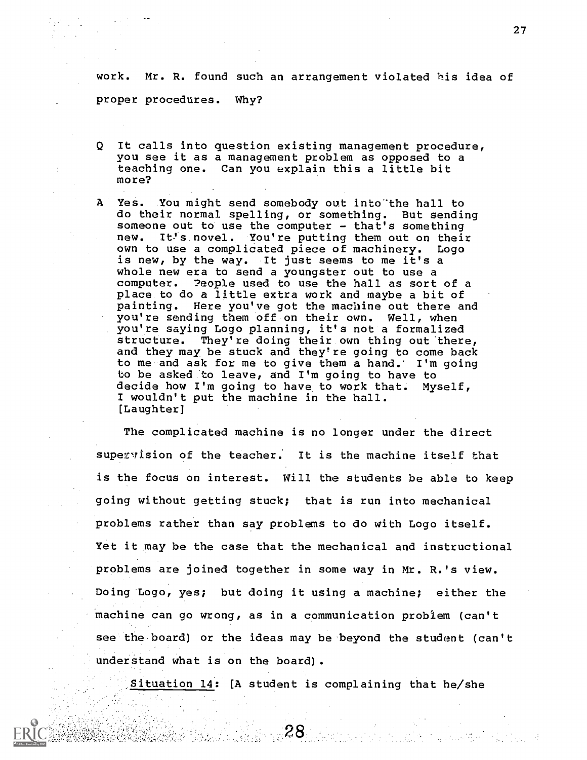work. Mr. R. found such an arrangement violated his idea of proper procedures. Why?

Q It calls into question existing management procedure, you see it as a management problem as opposed to a teaching one. Can you explain this a little bit more?

A Yes. You might send somebody out into the hall to do their normal spelling, or something. But sending someone out to use the computer - that's something new. It's novel. You're putting them out on their own to use a complicated piece of machinery. Logo is new, by the way. It just seems to me it's a whole new era to send a youngster out to use a computer. People used to use the hall as sort of a place to do a little extra work and maybe a bit of painting. Here you've got the machine out there and you're sending them off on their own. Well, when you're saying Logo planning, it's not a formalized structure. They're doing their own thing out there, and they may be stuck and they're going to come back to me and ask for me to give them a hand. I'm going to be asked to leave, and I'm going to have to decide how I'm going to have to work that. Myself, I wouldn't put the machine in the hall. [Laughter]

The complicated machine is no longer under the direct supervision of the teacher. It is the machine itself that is the focus on interest. Will the students be able to keep going without getting stuck; that is run into mechanical problems rather than say problems to do with Logo itself. Yet it may be the case that the mechanical and instructional problems are joined together in some way in Mr. R.'s view. Doing Logo, yes; but doing it using a machine; either the machine can go wrong, as in a communication problem (can't see the board) or the ideas may be beyond the student (can't understand what is on the board).

Situation 14: [A student is complaining that he/she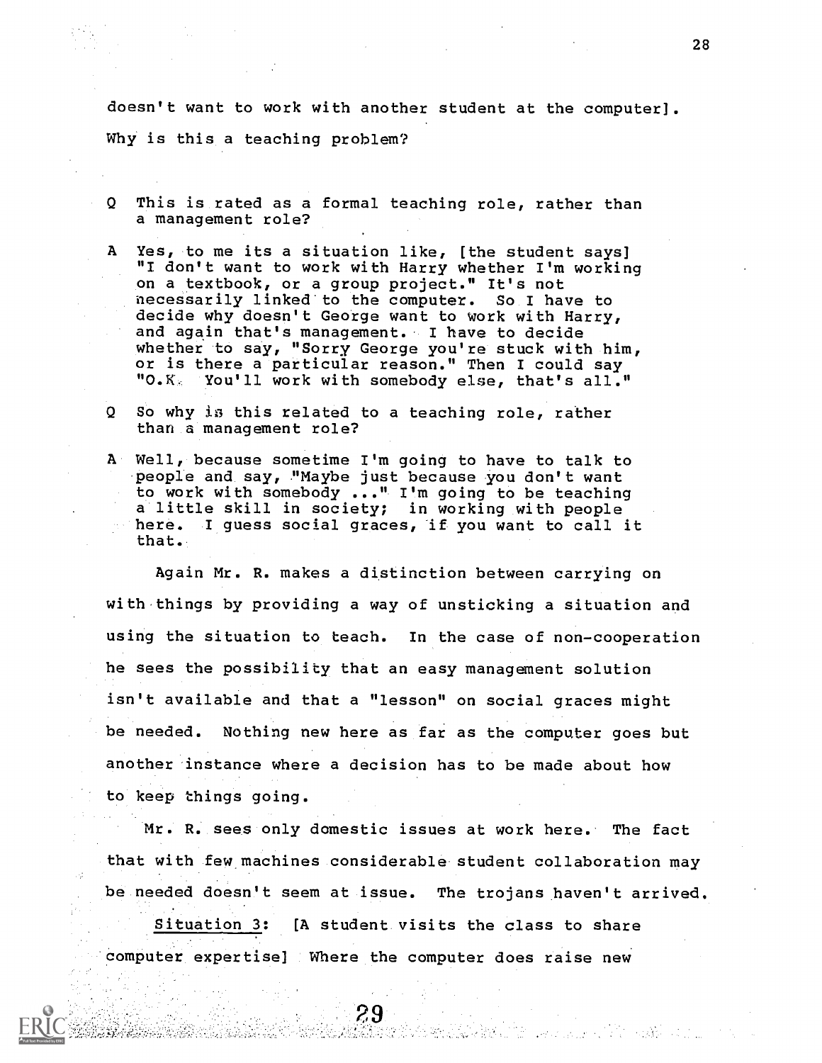doesn't want to work with another student at the computer]. Why is this a teaching problem?

Q This is rated as a formal teaching role, rather than a management role?

A Yes, to me its a situation like, [the student says] "I don't want to work with Harry whether I'm working on a textbook, or a group project." It's not necessarily linked to the computer. So I have to decide why doesn't George want to work with Harry, and again that's management. I have to decide whether to say, "Sorry George you're stuck with him, or is there a particular reason." Then I could say "O.K. You'll work with somebody else, that's all."

Q So why is this related to a teaching role, rather than a management role?

A Well, because sometime I'm going to have to talk to people and say, "Maybe just because you don't want to work with somebody ..." I'm going to be teaching a little skill in society; in working with people here. I guess social graces, if you want to call it that.

Again Mr. R. makes a distinction between carrying on with things by providing a way of unsticking a situation and using the situation to teach. In the case of non-cooperation he sees the possibility that an easy management solution isn't available and that a "lesson" on social graces might be needed. Nothing new here as far as the computer goes but another instance where a decision has to be made about how to keep things going.

Mr. R. sees only domestic issues at work here. The fact that with few machines considerable student collaboration may be needed doesn't seem at issue. The trojans haven't arrived.

<u>Situation 3</u>: [A student visits the class to share computer expertise] Where the computer does raise new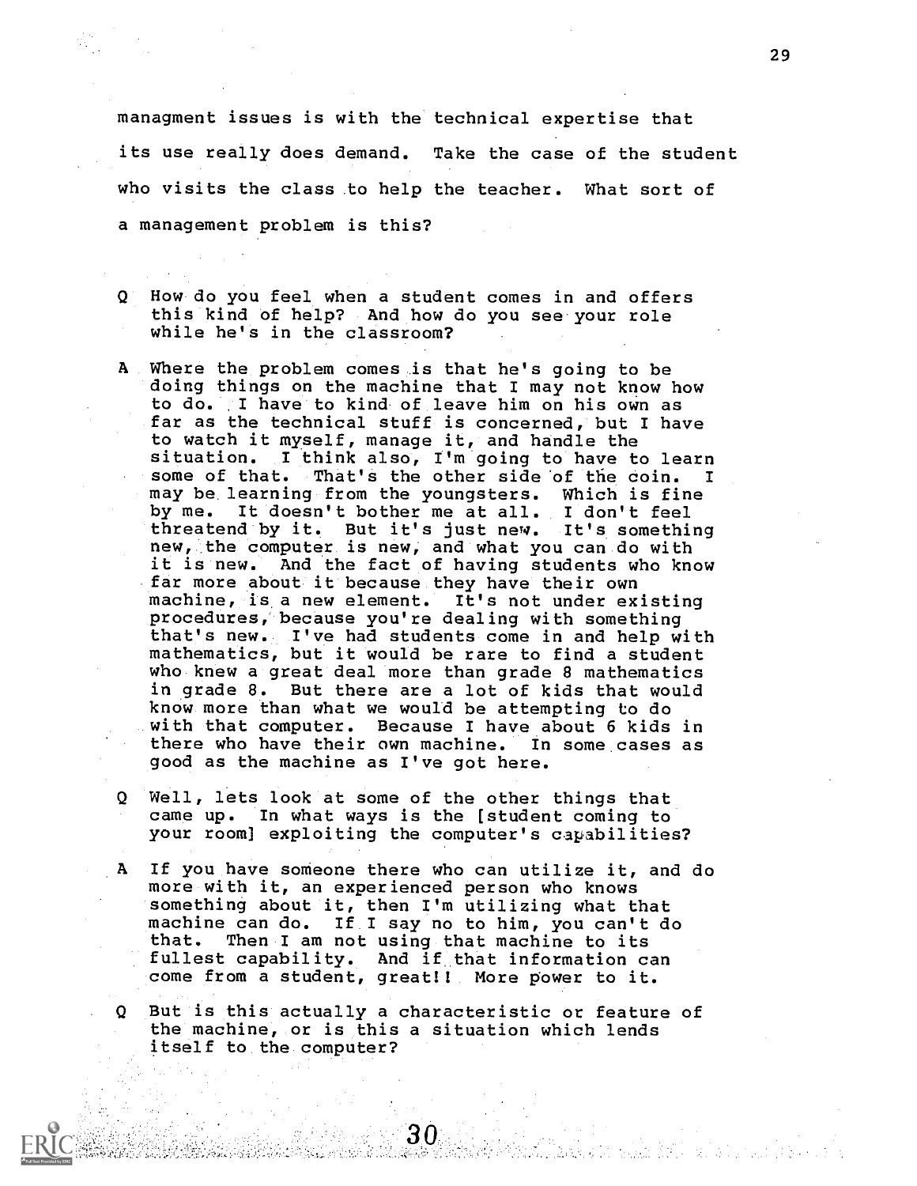managment issues is with the technical expertise that its use really does demand. Take the case of the student who visits the class to help the teacher. What sort of a management problem is this?

Q How do you feel when a student comes in and offers this kind of help? And how do you see your role while he's in the classroom?

A Where the problem comes is that he's going to be doing things on the machine that I may not know how to do. I have to kind of leave him on his own as far as the technical stuff is concerned, but I have to watch it myself, manage it, and handle the situation. I think also, I'm going to have to learn some of that. That's the other side of the coin. I may be learning from the youngsters. Which is fine by me. It doesn't bother me at all. I don't feel threatend by it. But it's just new. It's something new, the computer is new, and what you can do with it is new. And the fact of having students who know far more about it because they have their own machine, is a new element. It's not under existing procedures, because you're dealing with something that's new. I've had students come in and help with mathematics, but it would be rare to find a student who knew a great deal more than grade 8 mathematics in grade 8. But there are a lot of kids that would know more than what we would be attempting to do with that computer. Because I have about 6 kids in there who have their own machine. In some cases as good as the machine as I've got here.

Q Well, lets look at some of the other things that came up. In what ways is the [student coming to your room] exploiting the computer's capabilities?

A If you have someone there who can utilize it, and do more with it, an experienced person who knows something about it, then I'm utilizing what that machine can do. If I say no to him, you can't do that. Then I am not using that machine to its fullest capability. And if that information can come from a student, great!! More power to it.

Q But is this actually a characteristic or feature of the machine, or is this a situation which lends itself to the computer?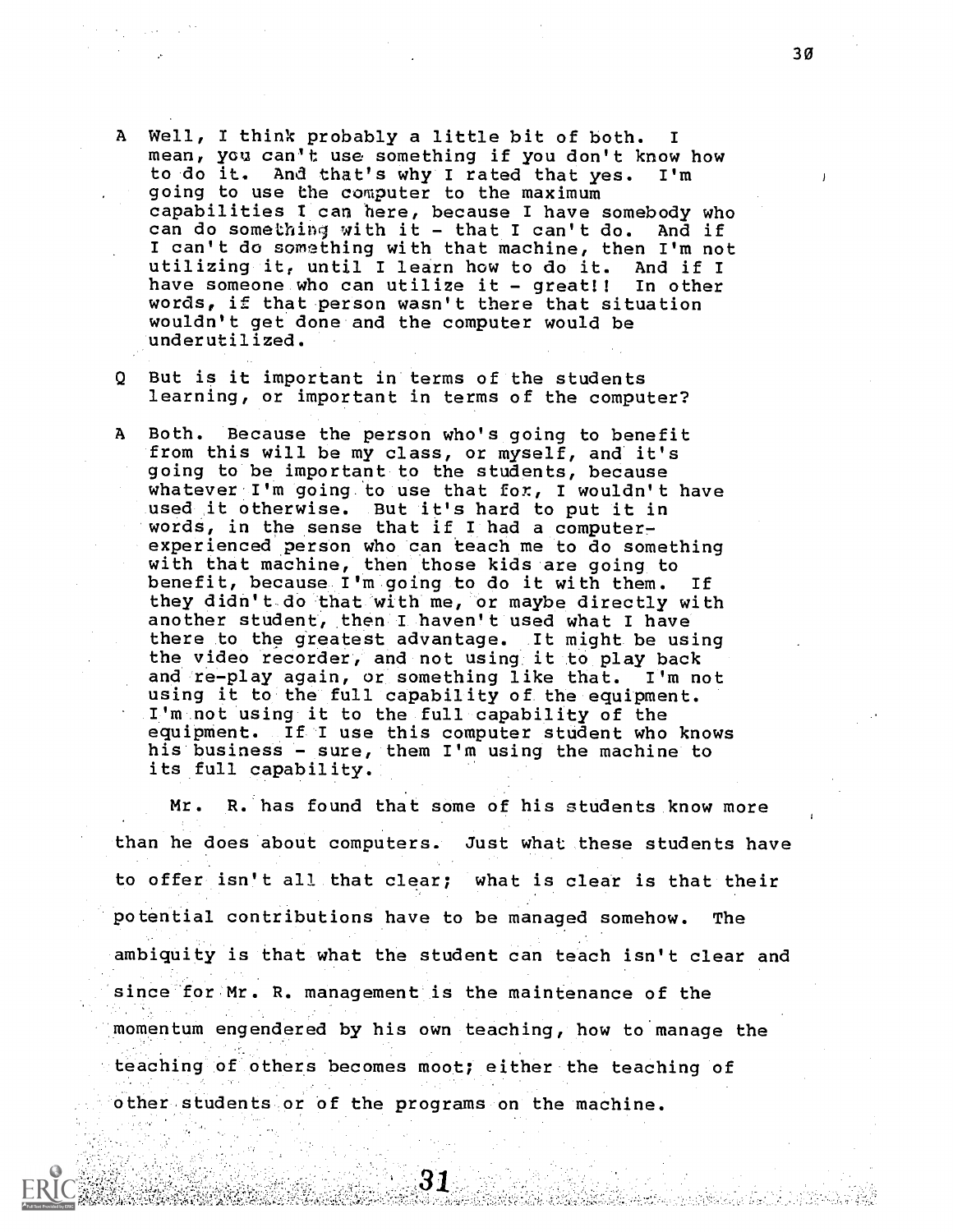A Well, I think probably a little bit of both. I mean, you can't use something if you don't know how to do it. And that's why I rated that yes. I'm going to use the computer to the maximum capabilities I can here, because I have somebody who can do something with it - that I can't do. And if I can't do something with that machine, then I'm not utilizing it, until I learn how to do it. And if I have someone who can utilize it - great!! In other words, if that person wasn't there that situation wouldn't get done and the computer would be underutilized.

Q But is it important in terms of the students learning, or important in terms of the computer?

A Both. Because the person who's going to benefit from this will be my class, or myself, and it's going to be important to the students, because whatever I'm going to use that for, I wouldn't have used it otherwise. But it's hard to put it in words, in the sense that if I had a computer-experienced person who can teach me to do something with that machine, then those kids are going to benefit, because I'm going to do it with them. If they didn't do that with me, or maybe directly with another student, then I haven't used what I have there to the greatest advantage. It might be using the video recorder, and not using it to play back and re-play again, or something like that. I'm not using it to the full capability of the equipment. I'm not using it to the full capability of the equipment. If I use this computer student who knows his business - sure, them I'm using the machine to its full capability.

Mr. R. has found that some of his students know more than he does about computers. Just what these students have to offer isn't all that clear; what is clear is that their potential contributions have to be managed somehow. The ambiquity is that what the student can teach isn't clear and since for Mr. R. management is the maintenance of the momentum engendered by his own teaching, how to manage the teaching of others becomes moot; either the teaching of other students or of the programs on the machine.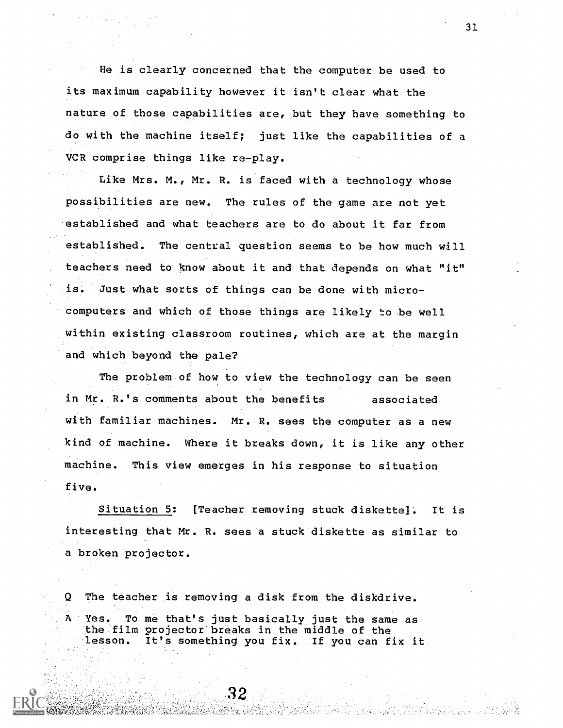He is clearly concerned that the computer be used to its maximum capability however it isn't clear what the nature of those capabilities are, but they have something to do with the machine itself; just like the capabilities of a VCR comprise things like re-play.

Like Mrs. M., Mr. R. is faced with a technology whose possibilities are new. The rules of the game are not yet established and what teachers are to do about it far from established. The central question seems to be how much will teachers need to know about it and that depends on what "it" is. Just what sorts of things can be done with micro-computers and which of those things are likely to be well within existing classroom routines, which are at the margin and which beyond the pale?

The problem of how to view the technology can be seen in Mr. R.'s comments about the benefits associated with familiar machines. Mr. R. sees the computer as a new kind of machine. Where it breaks down, it is like any other machine. This view emerges in his response to situation five.

Situation 5: [Teacher removing stuck diskette]. It is interesting that Mr. R. sees a stuck diskette as similar to a broken projector.

Q The teacher is removing a disk from the diskdrive.

A Yes. To me that's just basically just the same as the film projector breaks in the middle of the lesson. It's something you fix. If you can fix it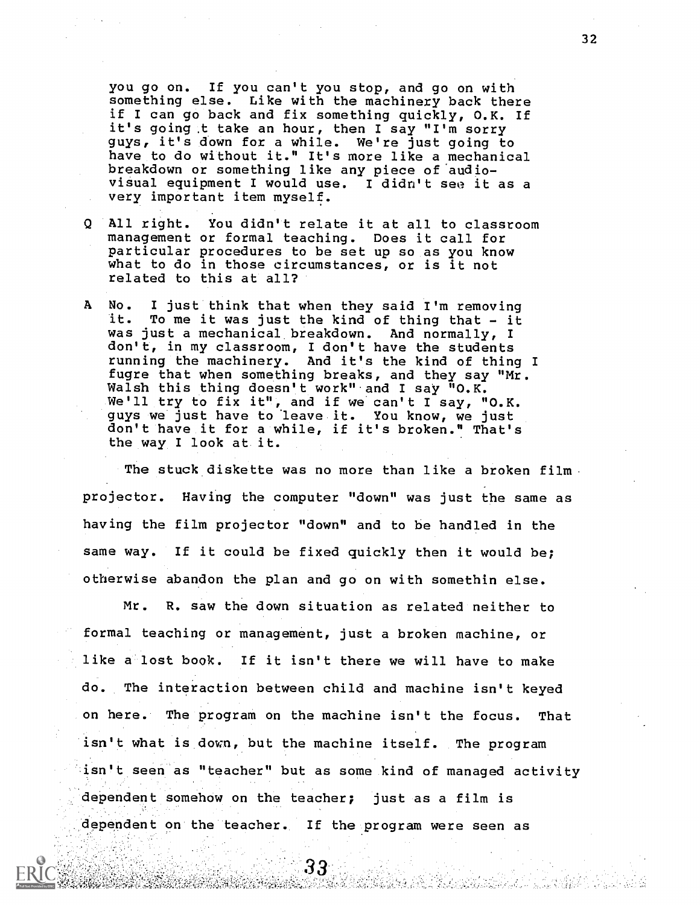you go on. If you can't you stop, and go on with something else. Like with the machinery back there if I can go back and fix something quickly, O.K. If it's going .t take an hour, then I say "I'm sorry guys, it's down for a while. We're just going to have to do without it." It's more like a mechanical breakdown or something like any piece of audio-visual equipment I would use. I didn't see it as a very important item myself.

Q All right. You didn't relate it at all to classroom management or formal teaching. Does it call for particular procedures to be set up so as you know what to do in those circumstances, or is it not related to this at all?

A No. I just think that when they said I'm removing it. To me it was just the kind of thing that - it was just a mechanical breakdown. And normally, I don't, in my classroom, I don't have the students running the machinery. And it's the kind of thing I fugre that when something breaks, and they say "Mr. Walsh this thing doesn't work" and I say "O.K. We'll try to fix it", and if we can't I say, "O.K. guys we just have to leave it. You know, we just don't have it for a while, if it's broken." That's the way I look at it.

The stuck diskette was no more than like a broken film projector. Having the computer "down" was just the same as having the film projector "down" and to be handled in the same way. If it could be fixed quickly then it would be; otherwise abandon the plan and go on with somethin else.

Mr. R. saw the down situation as related neither to formal teaching or management, just a broken machine, or like a lost book. If it isn't there we will have to make do. The interaction between child and machine isn't keyed on here. The program on the machine isn't the focus. That isn't what is down, but the machine itself. The program isn't seen as "teacher" but as some kind of managed activity dependent somehow on the teacher; just as a film is dependent on the teacher. If the program were seen as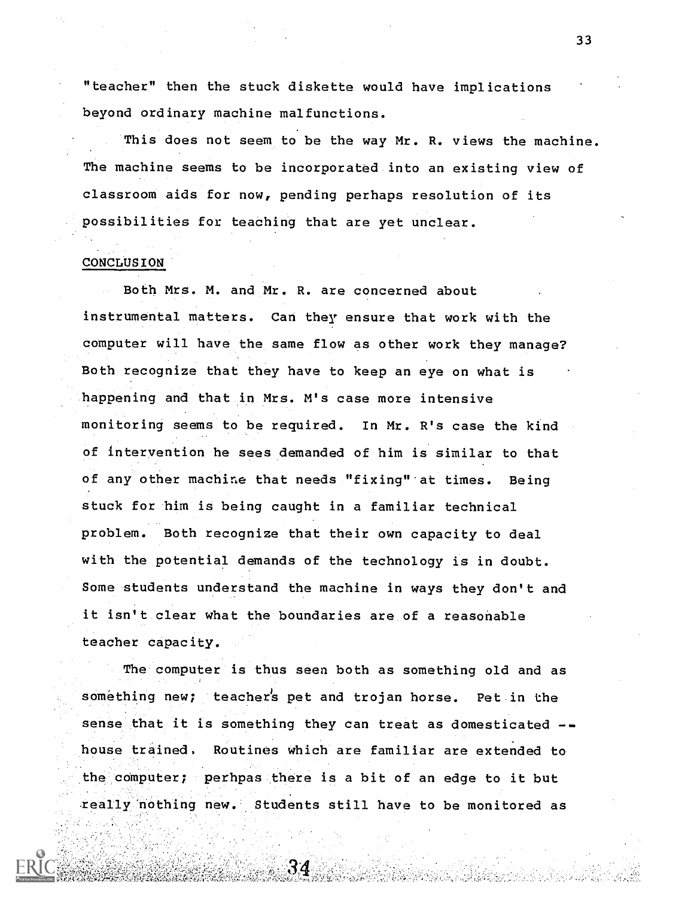"teacher" then the stuck diskette would have implications beyond ordinary machine malfunctions.

This does not seem to be the way Mr. R. views the machine. The machine seems to be incorporated into an existing view of classroom aids for now, pending perhaps resolution of its possibilities for teaching that are yet unclear.

## CONCLUSION

Both Mrs. M. and Mr. R. are concerned about instrumental matters. Can they ensure that work with the computer will have the same flow as other work they manage? Both recognize that they have to keep an eye on what is happening and that in Mrs. M's case more intensive monitoring seems to be required. In Mr. R's case the kind of intervention he sees demanded of him is similar to that of any other machine that needs "fixing" at times. Being stuck for him is being caught in a familiar technical problem. Both recognize that their own capacity to deal with the potential demands of the technology is in doubt. Some students understand the machine in ways they don't and it isn't clear what the boundaries are of a reasonable teacher capacity.

The computer is thus seen both as something old and as something new; teacher's pet and trojan horse. Pet in the sense that it is something they can treat as domesticated -- house trained. Routines which are familiar are extended to the computer; perhpas there is a bit of an edge to it but really nothing new. Students still have to be monitored as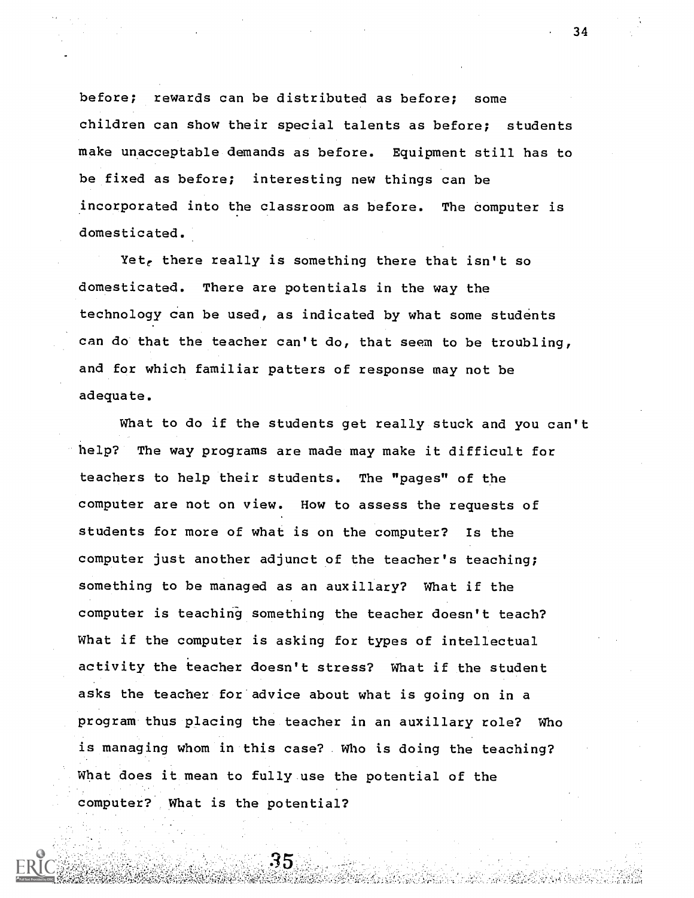before; rewards can be distributed as before; some children can show their special talents as before; students make unacceptable demands as before. Equipment still has to be fixed as before; interesting new things can be incorporated into the classroom as before. The computer is domesticated.

Yet, there really is something there that isn't so domesticated. There are potentials in the way the technology can be used, as indicated by what some students can do that the teacher can't do, that seem to be troubling, and for which familiar patters of response may not be adequate.

What to do if the students get really stuck and you can't help? The way programs are made may make it difficult for teachers to help their students. The "pages" of the computer are not on view. How to assess the requests of students for more of what is on the computer? Is the computer just another adjunct of the teacher's teaching; something to be managed as an auxillary? What if the computer is teaching something the teacher doesn't teach? What if the computer is asking for types of intellectual activity the teacher doesn't stress? What if the student asks the teacher for advice about what is going on in a program thus placing the teacher in an auxillary role? Who is managing whom in this case? Who is doing the teaching? What does it mean to fully use the potential of the computer? What is the potential?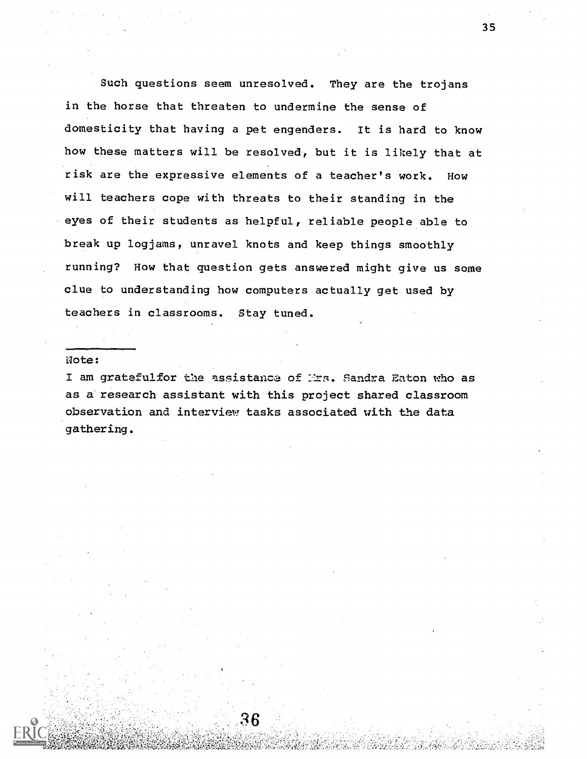Such questions seem unresolved. They are the trojans in the horse that threaten to undermine the sense of domesticity that having a pet engenders. It is hard to know how these matters will be resolved, but it is likely that at risk are the expressive elements of a teacher's work. How will teachers cope with threats to their standing in the eyes of their students as helpful, reliable people able to break up logjams, unravel knots and keep things smoothly running? How that question gets answered might give us some clue to understanding how computers actually get used by teachers in classrooms. Stay tuned.

---

Note:

I am gratefulfor the assistance of Mrs. Sandra Eaton who as as a research assistant with this project shared classroom observation and interview tasks associated with the data gathering.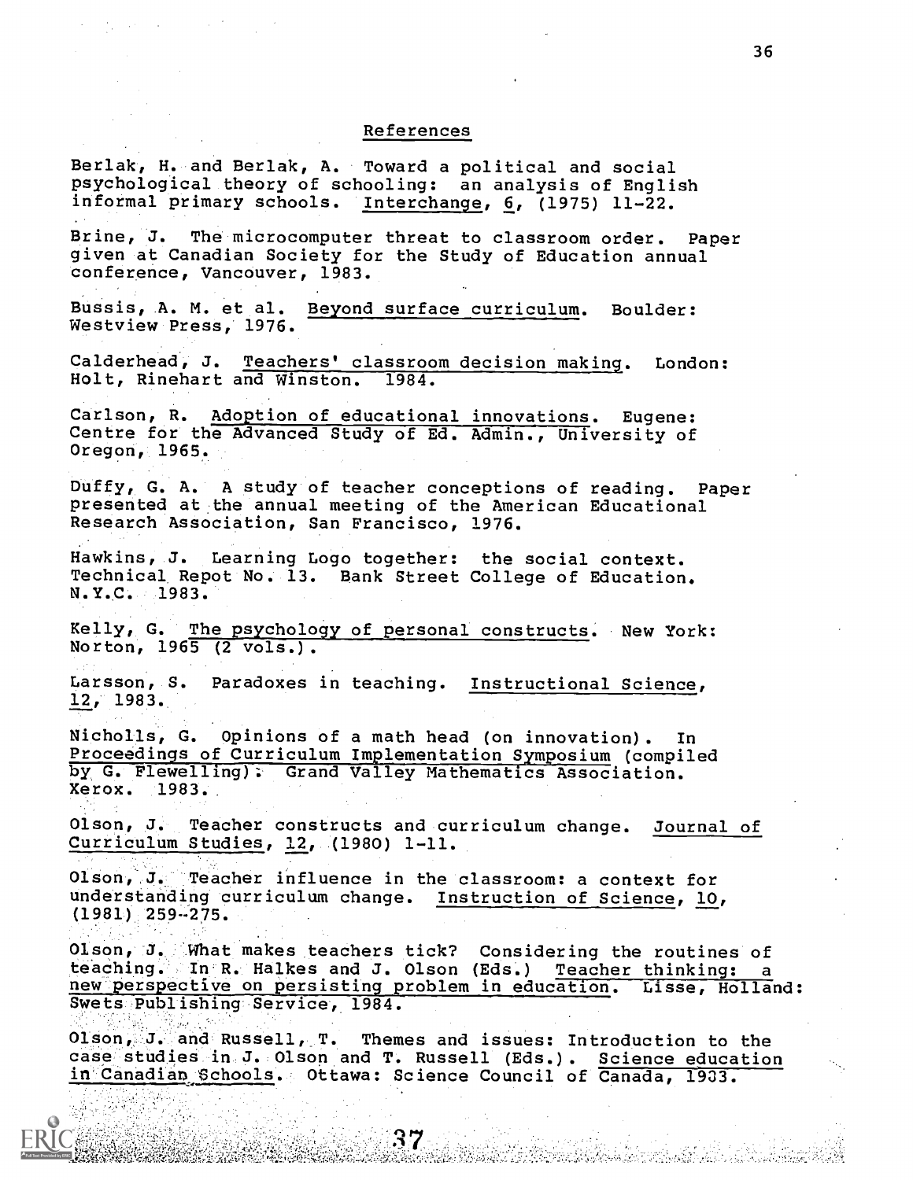## References

Berlak, H. and Berlak, A. Toward a political and social psychological theory of schooling: an analysis of English informal primary schools. Interchange, 6, (1975) 11-22.

Brine, J. The microcomputer threat to classroom order. Paper given at Canadian Society for the Study of Education annual conference, Vancouver, 1983.

Bussis, A. M. et al. Beyond surface curriculum. Boulder: Westview Press, 1976.

Calderhead, J. Teachers' classroom decision making. London: Holt, Rinehart and Winston. 1984.

Carlson, R. Adoption of educational innovations. Eugene: Centre for the Advanced Study of Ed. Admin., University of Oregon, 1965.

Duffy, G. A. A study of teacher conceptions of reading. Paper presented at the annual meeting of the American Educational Research Association, San Francisco, 1976.

Hawkins, J. Learning Logo together: the social context. Technical Repot No. 13. Bank Street College of Education. N.Y.C. 1983.

Kelly, G. The psychology of personal constructs. New York: Norton, 1965 (2 vols.).

Larsson, S. Paradoxes in teaching. Instructional Science, 12, 1983.

Nicholls, G. Opinions of a math head (on innovation). In Proceedings of Curriculum Implementation Symposium (compiled by G. Flewelling). Grand Valley Mathematics Association. Xerox. 1983.

Olson, J. Teacher constructs and curriculum change. Journal of Curriculum Studies, 12, (1980) 1-11.

Olson, J. Teacher influence in the classroom: a context for understanding curriculum change. Instruction of Science, 10, (1981) 259-275.

Olson, J. What makes teachers tick? Considering the routines of teaching. In R. Halkes and J. Olson (Eds.) Teacher thinking: a new perspective on persisting problem in education. Lisse, Holland: Swets Publishing Service, 1984.

Olson, J. and Russell, T. Themes and issues: Introduction to the case studies in J. Olson and T. Russell (Eds.). Science education in Canadian Schools. Ottawa: Science Council of Canada, 1983.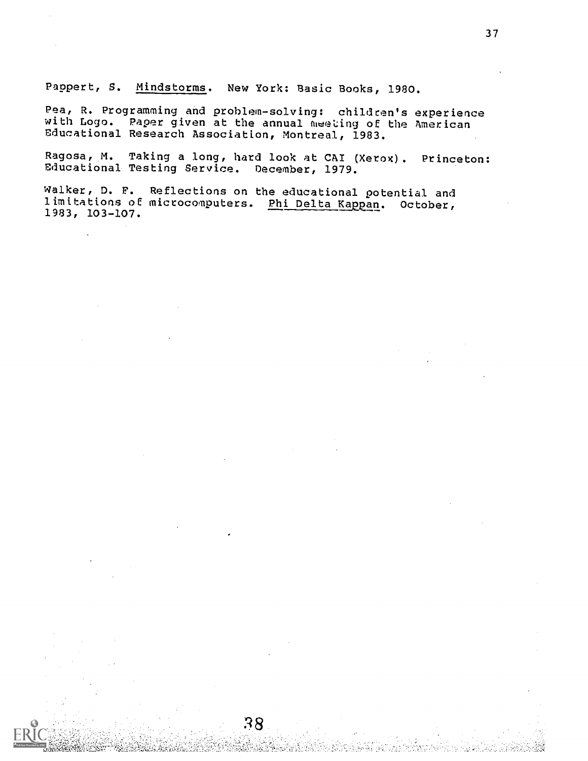Pappert, S. Mindstorms. New York: Basic Books, 1980.

Pea, R. Programming and problem-solving: children's experience with Logo. Paper given at the annual meeting of the American Educational Research Association, Montreal, 1983.

Ragosa, M. Taking a long, hard look at CAI (Xerox). Princeton: Educational Testing Service. December, 1979.

Walker, D. F. Reflections on the educational potential and limitations of microcomputers. Phi Delta Kappan. October, 1983, 103-107.